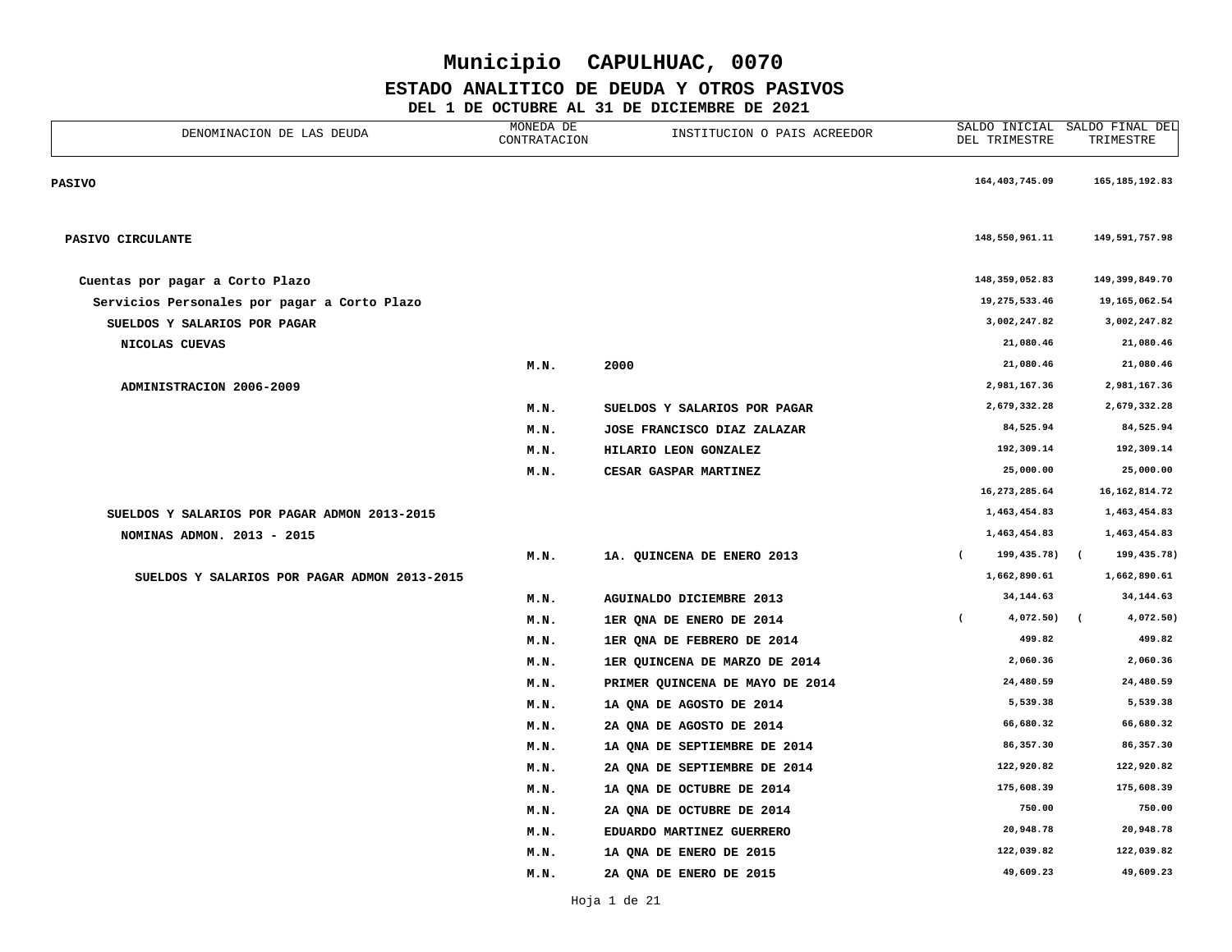# Municipio CAPULHUAC, 0070

## ESTADO ANALITICO DE DEUDA Y OTROS PASIVOS

### DEL 1 DE OCTUBRE AL 31 DE DICIEMBRE DE 2021

| DENOMINACION DE LAS DEUDA | MONEDA DE CONTRATACION | INSTITUCION O PAIS ACREEDOR | SALDO INICIAL DEL TRIMESTRE | SALDO FINAL DEL TRIMESTRE |
|---|---|---|---|---|
| **PASIVO** | | | 164,403,745.09 | 165,185,192.83 |
| **PASIVO CIRCULANTE** | | | 148,550,961.11 | 149,591,757.98 |
| **Cuentas por pagar a Corto Plazo** | | | 148,359,052.83 | 149,399,849.70 |
| **Servicios Personales por pagar a Corto Plazo** | | | 19,275,533.46 | 19,165,062.54 |
| **SUELDOS Y SALARIOS POR PAGAR** | | | 3,002,247.82 | 3,002,247.82 |
| **NICOLAS CUEVAS** | | | 21,080.46 | 21,080.46 |
| | M.N. | 2000 | 21,080.46 | 21,080.46 |
| **ADMINISTRACION 2006-2009** | | | 2,981,167.36 | 2,981,167.36 |
| | M.N. | SUELDOS Y SALARIOS POR PAGAR | 2,679,332.28 | 2,679,332.28 |
| | M.N. | JOSE FRANCISCO DIAZ ZALAZAR | 84,525.94 | 84,525.94 |
| | M.N. | HILARIO LEON GONZALEZ | 192,309.14 | 192,309.14 |
| | M.N. | CESAR GASPAR MARTINEZ | 25,000.00 | 25,000.00 |
| | | | 16,273,285.64 | 16,162,814.72 |
| **SUELDOS Y SALARIOS POR PAGAR ADMON 2013-2015** | | | 1,463,454.83 | 1,463,454.83 |
| **NOMINAS ADMON. 2013 - 2015** | | | 1,463,454.83 | 1,463,454.83 |
| | M.N. | 1A. QUINCENA DE ENERO 2013 | ( 199,435.78) | ( 199,435.78) |
| **SUELDOS Y SALARIOS POR PAGAR ADMON 2013-2015** | | | 1,662,890.61 | 1,662,890.61 |
| | M.N. | AGUINALDO DICIEMBRE 2013 | 34,144.63 | 34,144.63 |
| | M.N. | 1ER QNA DE ENERO DE 2014 | ( 4,072.50) | ( 4,072.50) |
| | M.N. | 1ER QNA DE FEBRERO DE 2014 | 499.82 | 499.82 |
| | M.N. | 1ER QUINCENA DE MARZO DE 2014 | 2,060.36 | 2,060.36 |
| | M.N. | PRIMER QUINCENA DE MAYO DE 2014 | 24,480.59 | 24,480.59 |
| | M.N. | 1A QNA DE AGOSTO DE 2014 | 5,539.38 | 5,539.38 |
| | M.N. | 2A QNA DE AGOSTO DE 2014 | 66,680.32 | 66,680.32 |
| | M.N. | 1A QNA DE SEPTIEMBRE DE 2014 | 86,357.30 | 86,357.30 |
| | M.N. | 2A QNA DE SEPTIEMBRE DE 2014 | 122,920.82 | 122,920.82 |
| | M.N. | 1A QNA DE OCTUBRE DE 2014 | 175,608.39 | 175,608.39 |
| | M.N. | 2A QNA DE OCTUBRE DE 2014 | 750.00 | 750.00 |
| | M.N. | EDUARDO MARTINEZ GUERRERO | 20,948.78 | 20,948.78 |
| | M.N. | 1A QNA DE ENERO DE 2015 | 122,039.82 | 122,039.82 |
| | M.N. | 2A QNA DE ENERO DE 2015 | 49,609.23 | 49,609.23 |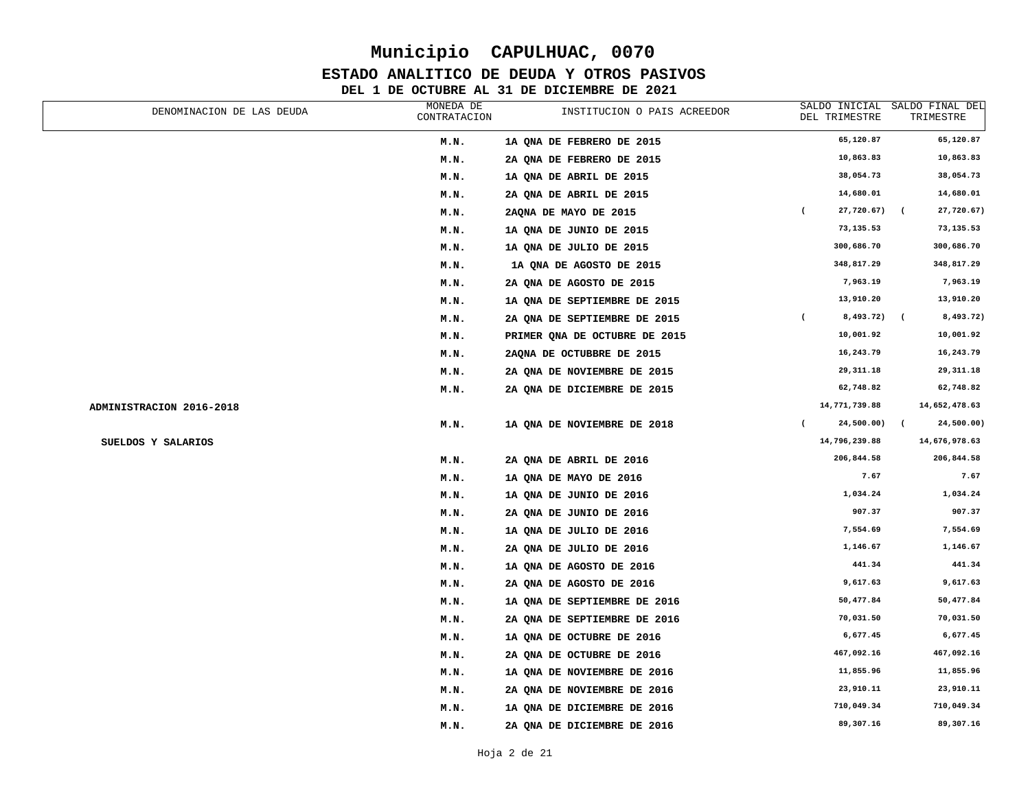# Municipio CAPULHUAC, 0070

## ESTADO ANALITICO DE DEUDA Y OTROS PASIVOS

### DEL 1 DE OCTUBRE AL 31 DE DICIEMBRE DE 2021

| DENOMINACION DE LAS DEUDA | MONEDA DE CONTRATACION | INSTITUCION O PAIS ACREEDOR | SALDO INICIAL DEL TRIMESTRE | SALDO FINAL DEL TRIMESTRE |
|---|---|---|---|---|
| | M.N. | 1A QNA DE FEBRERO DE 2015 | 65,120.87 | 65,120.87 |
| | M.N. | 2A QNA DE FEBRERO DE 2015 | 10,863.83 | 10,863.83 |
| | M.N. | 1A QNA DE ABRIL DE 2015 | 38,054.73 | 38,054.73 |
| | M.N. | 2A QNA DE ABRIL DE 2015 | 14,680.01 | 14,680.01 |
| | M.N. | 2AQNA DE MAYO DE 2015 | ( 27,720.67) | ( 27,720.67) |
| | M.N. | 1A QNA DE JUNIO DE 2015 | 73,135.53 | 73,135.53 |
| | M.N. | 1A QNA DE JULIO DE 2015 | 300,686.70 | 300,686.70 |
| | M.N. | 1A QNA DE AGOSTO DE 2015 | 348,817.29 | 348,817.29 |
| | M.N. | 2A QNA DE AGOSTO DE 2015 | 7,963.19 | 7,963.19 |
| | M.N. | 1A QNA DE SEPTIEMBRE DE 2015 | 13,910.20 | 13,910.20 |
| | M.N. | 2A QNA DE SEPTIEMBRE DE 2015 | ( 8,493.72) | ( 8,493.72) |
| | M.N. | PRIMER QNA DE OCTUBRE DE 2015 | 10,001.92 | 10,001.92 |
| | M.N. | 2AQNA DE OCTUBBRE DE 2015 | 16,243.79 | 16,243.79 |
| | M.N. | 2A QNA DE NOVIEMBRE DE 2015 | 29,311.18 | 29,311.18 |
| | M.N. | 2A QNA DE DICIEMBRE DE 2015 | 62,748.82 | 62,748.82 |
| ADMINISTRACION 2016-2018 | | | 14,771,739.88 | 14,652,478.63 |
| | M.N. | 1A QNA DE NOVIEMBRE DE 2018 | ( 24,500.00) | ( 24,500.00) |
| SUELDOS Y SALARIOS | | | 14,796,239.88 | 14,676,978.63 |
| | M.N. | 2A QNA DE ABRIL DE 2016 | 206,844.58 | 206,844.58 |
| | M.N. | 1A QNA DE MAYO DE 2016 | 7.67 | 7.67 |
| | M.N. | 1A QNA DE JUNIO DE 2016 | 1,034.24 | 1,034.24 |
| | M.N. | 2A QNA DE JUNIO DE 2016 | 907.37 | 907.37 |
| | M.N. | 1A QNA DE JULIO DE 2016 | 7,554.69 | 7,554.69 |
| | M.N. | 2A QNA DE JULIO DE 2016 | 1,146.67 | 1,146.67 |
| | M.N. | 1A QNA DE AGOSTO DE 2016 | 441.34 | 441.34 |
| | M.N. | 2A QNA DE AGOSTO DE 2016 | 9,617.63 | 9,617.63 |
| | M.N. | 1A QNA DE SEPTIEMBRE DE 2016 | 50,477.84 | 50,477.84 |
| | M.N. | 2A QNA DE SEPTIEMBRE DE 2016 | 70,031.50 | 70,031.50 |
| | M.N. | 1A QNA DE OCTUBRE DE 2016 | 6,677.45 | 6,677.45 |
| | M.N. | 2A QNA DE OCTUBRE DE 2016 | 467,092.16 | 467,092.16 |
| | M.N. | 1A QNA DE NOVIEMBRE DE 2016 | 11,855.96 | 11,855.96 |
| | M.N. | 2A QNA DE NOVIEMBRE DE 2016 | 23,910.11 | 23,910.11 |
| | M.N. | 1A QNA DE DICIEMBRE DE 2016 | 710,049.34 | 710,049.34 |
| | M.N. | 2A QNA DE DICIEMBRE DE 2016 | 89,307.16 | 89,307.16 |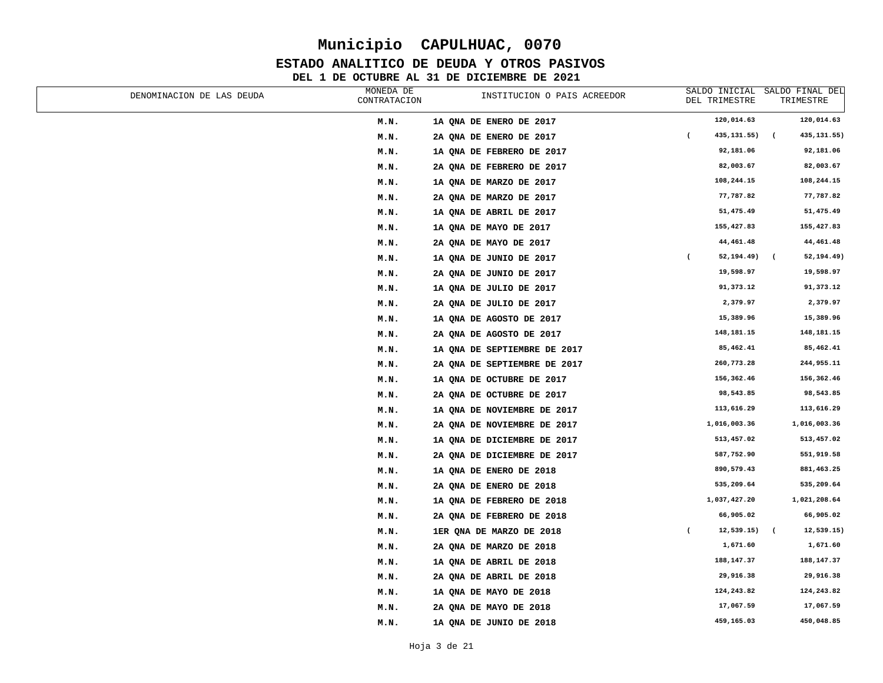# Municipio CAPULHUAC, 0070

## ESTADO ANALITICO DE DEUDA Y OTROS PASIVOS

### DEL 1 DE OCTUBRE AL 31 DE DICIEMBRE DE 2021

| DENOMINACION DE LAS DEUDA | MONEDA DE CONTRATACION | INSTITUCION O PAIS ACREEDOR | SALDO INICIAL DEL TRIMESTRE | SALDO FINAL DEL TRIMESTRE |
|---|---|---|---|---|
| | M.N. | 1A QNA DE ENERO DE 2017 | 120,014.63 | 120,014.63 |
| | M.N. | 2A QNA DE ENERO DE 2017 | ( 435,131.55) | ( 435,131.55) |
| | M.N. | 1A QNA DE FEBRERO DE 2017 | 92,181.06 | 92,181.06 |
| | M.N. | 2A QNA DE FEBRERO DE 2017 | 82,003.67 | 82,003.67 |
| | M.N. | 1A QNA DE MARZO DE 2017 | 108,244.15 | 108,244.15 |
| | M.N. | 2A QNA DE MARZO DE 2017 | 77,787.82 | 77,787.82 |
| | M.N. | 1A QNA DE ABRIL DE 2017 | 51,475.49 | 51,475.49 |
| | M.N. | 1A QNA DE MAYO DE 2017 | 155,427.83 | 155,427.83 |
| | M.N. | 2A QNA DE MAYO DE 2017 | 44,461.48 | 44,461.48 |
| | M.N. | 1A QNA DE JUNIO DE 2017 | ( 52,194.49) | ( 52,194.49) |
| | M.N. | 2A QNA DE JUNIO DE 2017 | 19,598.97 | 19,598.97 |
| | M.N. | 1A QNA DE JULIO DE 2017 | 91,373.12 | 91,373.12 |
| | M.N. | 2A QNA DE JULIO DE 2017 | 2,379.97 | 2,379.97 |
| | M.N. | 1A QNA DE AGOSTO DE 2017 | 15,389.96 | 15,389.96 |
| | M.N. | 2A QNA DE AGOSTO DE 2017 | 148,181.15 | 148,181.15 |
| | M.N. | 1A QNA DE SEPTIEMBRE DE 2017 | 85,462.41 | 85,462.41 |
| | M.N. | 2A QNA DE SEPTIEMBRE DE 2017 | 260,773.28 | 244,955.11 |
| | M.N. | 1A QNA DE OCTUBRE DE 2017 | 156,362.46 | 156,362.46 |
| | M.N. | 2A QNA DE OCTUBRE DE 2017 | 98,543.85 | 98,543.85 |
| | M.N. | 1A QNA DE NOVIEMBRE DE 2017 | 113,616.29 | 113,616.29 |
| | M.N. | 2A QNA DE NOVIEMBRE DE 2017 | 1,016,003.36 | 1,016,003.36 |
| | M.N. | 1A QNA DE DICIEMBRE DE 2017 | 513,457.02 | 513,457.02 |
| | M.N. | 2A QNA DE DICIEMBRE DE 2017 | 587,752.90 | 551,919.58 |
| | M.N. | 1A QNA DE ENERO DE 2018 | 890,579.43 | 881,463.25 |
| | M.N. | 2A QNA DE ENERO DE 2018 | 535,209.64 | 535,209.64 |
| | M.N. | 1A QNA DE FEBRERO DE 2018 | 1,037,427.20 | 1,021,208.64 |
| | M.N. | 2A QNA DE FEBRERO DE 2018 | 66,905.02 | 66,905.02 |
| | M.N. | 1ER QNA DE MARZO DE 2018 | ( 12,539.15) | ( 12,539.15) |
| | M.N. | 2A QNA DE MARZO DE 2018 | 1,671.60 | 1,671.60 |
| | M.N. | 1A QNA DE ABRIL DE 2018 | 188,147.37 | 188,147.37 |
| | M.N. | 2A QNA DE ABRIL DE 2018 | 29,916.38 | 29,916.38 |
| | M.N. | 1A QNA DE MAYO DE 2018 | 124,243.82 | 124,243.82 |
| | M.N. | 2A QNA DE MAYO DE 2018 | 17,067.59 | 17,067.59 |
| | M.N. | 1A QNA DE JUNIO DE 2018 | 459,165.03 | 450,048.85 |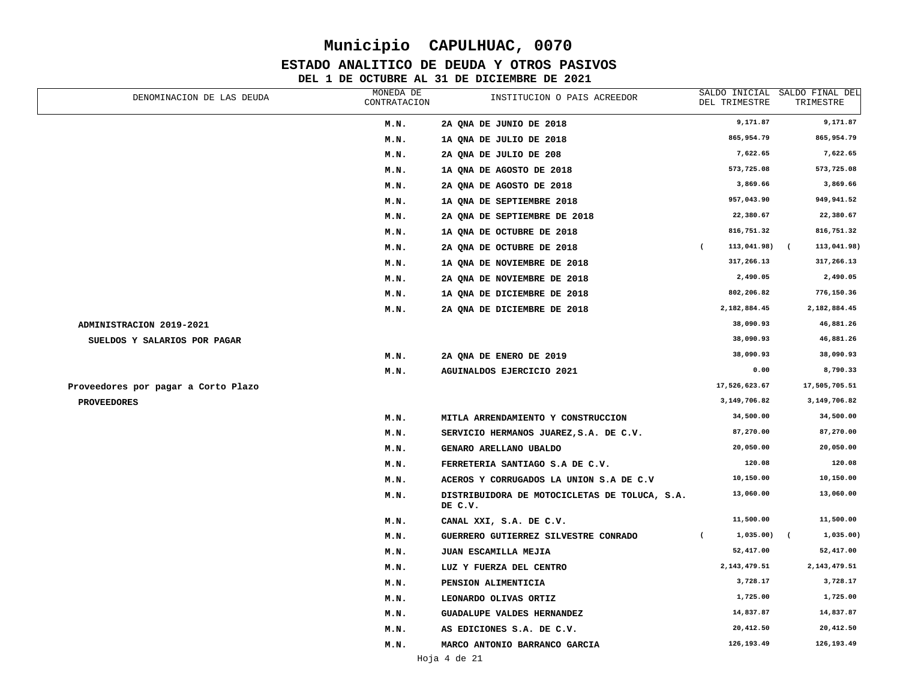# Municipio CAPULHUAC, 0070

## ESTADO ANALITICO DE DEUDA Y OTROS PASIVOS

### DEL 1 DE OCTUBRE AL 31 DE DICIEMBRE DE 2021

| DENOMINACION DE LAS DEUDA | MONEDA DE CONTRATACION | INSTITUCION O PAIS ACREEDOR | SALDO INICIAL DEL TRIMESTRE | SALDO FINAL DEL TRIMESTRE |
|---|---|---|---|---|
| | M.N. | 2A QNA DE JUNIO DE 2018 | 9,171.87 | 9,171.87 |
| | M.N. | 1A QNA DE JULIO DE 2018 | 865,954.79 | 865,954.79 |
| | M.N. | 2A QNA DE JULIO DE 208 | 7,622.65 | 7,622.65 |
| | M.N. | 1A QNA DE AGOSTO DE 2018 | 573,725.08 | 573,725.08 |
| | M.N. | 2A QNA DE AGOSTO DE 2018 | 3,869.66 | 3,869.66 |
| | M.N. | 1A QNA DE SEPTIEMBRE 2018 | 957,043.90 | 949,941.52 |
| | M.N. | 2A QNA DE SEPTIEMBRE DE 2018 | 22,380.67 | 22,380.67 |
| | M.N. | 1A QNA DE OCTUBRE DE 2018 | 816,751.32 | 816,751.32 |
| | M.N. | 2A QNA DE OCTUBRE DE 2018 | ( 113,041.98) | ( 113,041.98) |
| | M.N. | 1A QNA DE NOVIEMBRE DE 2018 | 317,266.13 | 317,266.13 |
| | M.N. | 2A QNA DE NOVIEMBRE DE 2018 | 2,490.05 | 2,490.05 |
| | M.N. | 1A QNA DE DICIEMBRE DE 2018 | 802,206.82 | 776,150.36 |
| | M.N. | 2A QNA DE DICIEMBRE DE 2018 | 2,182,884.45 | 2,182,884.45 |
| **ADMINISTRACION 2019-2021** | | | 38,090.93 | 46,881.26 |
| **SUELDOS Y SALARIOS POR PAGAR** | | | 38,090.93 | 46,881.26 |
| | M.N. | 2A QNA DE ENERO DE 2019 | 38,090.93 | 38,090.93 |
| | M.N. | AGUINALDOS EJERCICIO 2021 | 0.00 | 8,790.33 |
| **Proveedores por pagar a Corto Plazo** | | | 17,526,623.67 | 17,505,705.51 |
| **PROVEEDORES** | | | 3,149,706.82 | 3,149,706.82 |
| | M.N. | MITLA ARRENDAMIENTO Y CONSTRUCCION | 34,500.00 | 34,500.00 |
| | M.N. | SERVICIO HERMANOS JUAREZ,S.A. DE C.V. | 87,270.00 | 87,270.00 |
| | M.N. | GENARO ARELLANO UBALDO | 20,050.00 | 20,050.00 |
| | M.N. | FERRETERIA SANTIAGO S.A DE C.V. | 120.08 | 120.08 |
| | M.N. | ACEROS Y CORRUGADOS LA UNION S.A DE C.V | 10,150.00 | 10,150.00 |
| | M.N. | DISTRIBUIDORA DE MOTOCICLETAS DE TOLUCA, S.A. DE C.V. | 13,060.00 | 13,060.00 |
| | M.N. | CANAL XXI, S.A. DE C.V. | 11,500.00 | 11,500.00 |
| | M.N. | GUERRERO GUTIERREZ SILVESTRE CONRADO | ( 1,035.00) | ( 1,035.00) |
| | M.N. | JUAN ESCAMILLA MEJIA | 52,417.00 | 52,417.00 |
| | M.N. | LUZ Y FUERZA DEL CENTRO | 2,143,479.51 | 2,143,479.51 |
| | M.N. | PENSION ALIMENTICIA | 3,728.17 | 3,728.17 |
| | M.N. | LEONARDO OLIVAS ORTIZ | 1,725.00 | 1,725.00 |
| | M.N. | GUADALUPE VALDES HERNANDEZ | 14,837.87 | 14,837.87 |
| | M.N. | AS EDICIONES S.A. DE C.V. | 20,412.50 | 20,412.50 |
| | M.N. | MARCO ANTONIO BARRANCO GARCIA | 126,193.49 | 126,193.49 |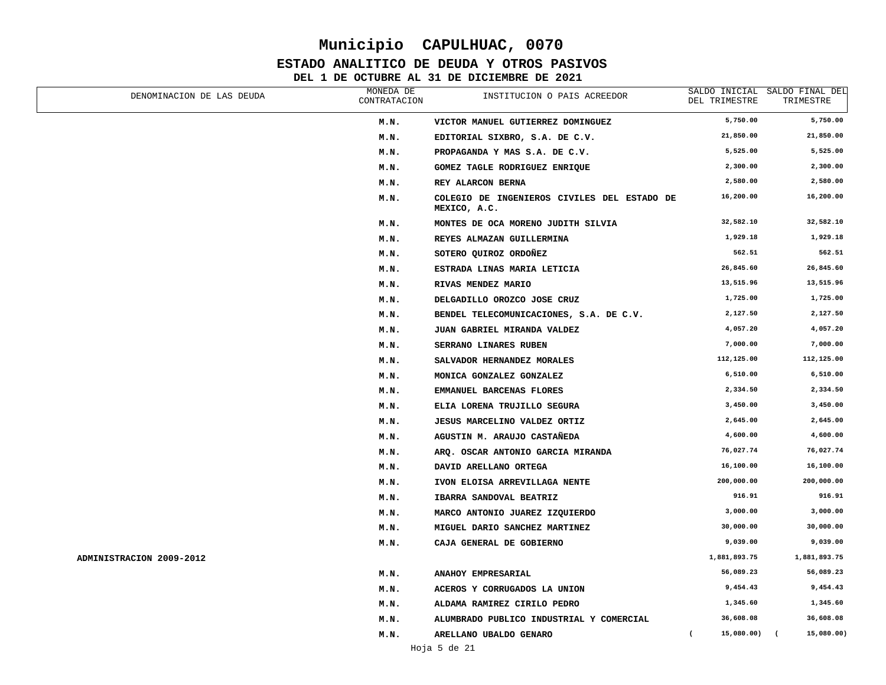# Municipio CAPULHUAC, 0070

## ESTADO ANALITICO DE DEUDA Y OTROS PASIVOS

### DEL 1 DE OCTUBRE AL 31 DE DICIEMBRE DE 2021

| DENOMINACION DE LAS DEUDA | MONEDA DE CONTRATACION | INSTITUCION O PAIS ACREEDOR | SALDO INICIAL DEL TRIMESTRE | SALDO FINAL DEL TRIMESTRE |
|---|---|---|---|---|
| | M.N. | VICTOR MANUEL GUTIERREZ DOMINGUEZ | 5,750.00 | 5,750.00 |
| | M.N. | EDITORIAL SIXBRO, S.A. DE C.V. | 21,850.00 | 21,850.00 |
| | M.N. | PROPAGANDA Y MAS S.A. DE C.V. | 5,525.00 | 5,525.00 |
| | M.N. | GOMEZ TAGLE RODRIGUEZ ENRIQUE | 2,300.00 | 2,300.00 |
| | M.N. | REY ALARCON BERNA | 2,580.00 | 2,580.00 |
| | M.N. | COLEGIO DE INGENIEROS CIVILES DEL ESTADO DE MEXICO, A.C. | 16,200.00 | 16,200.00 |
| | M.N. | MONTES DE OCA MORENO JUDITH SILVIA | 32,582.10 | 32,582.10 |
| | M.N. | REYES ALMAZAN GUILLERMINA | 1,929.18 | 1,929.18 |
| | M.N. | SOTERO QUIROZ ORDOÑEZ | 562.51 | 562.51 |
| | M.N. | ESTRADA LINAS MARIA LETICIA | 26,845.60 | 26,845.60 |
| | M.N. | RIVAS MENDEZ MARIO | 13,515.96 | 13,515.96 |
| | M.N. | DELGADILLO OROZCO JOSE CRUZ | 1,725.00 | 1,725.00 |
| | M.N. | BENDEL TELECOMUNICACIONES, S.A. DE C.V. | 2,127.50 | 2,127.50 |
| | M.N. | JUAN GABRIEL MIRANDA VALDEZ | 4,057.20 | 4,057.20 |
| | M.N. | SERRANO LINARES RUBEN | 7,000.00 | 7,000.00 |
| | M.N. | SALVADOR HERNANDEZ MORALES | 112,125.00 | 112,125.00 |
| | M.N. | MONICA GONZALEZ GONZALEZ | 6,510.00 | 6,510.00 |
| | M.N. | EMMANUEL BARCENAS FLORES | 2,334.50 | 2,334.50 |
| | M.N. | ELIA LORENA TRUJILLO SEGURA | 3,450.00 | 3,450.00 |
| | M.N. | JESUS MARCELINO VALDEZ ORTIZ | 2,645.00 | 2,645.00 |
| | M.N. | AGUSTIN M. ARAUJO CASTAÑEDA | 4,600.00 | 4,600.00 |
| | M.N. | ARQ. OSCAR ANTONIO GARCIA MIRANDA | 76,027.74 | 76,027.74 |
| | M.N. | DAVID ARELLANO ORTEGA | 16,100.00 | 16,100.00 |
| | M.N. | IVON ELOISA ARREVILLAGA NENTE | 200,000.00 | 200,000.00 |
| | M.N. | IBARRA SANDOVAL BEATRIZ | 916.91 | 916.91 |
| | M.N. | MARCO ANTONIO JUAREZ IZQUIERDO | 3,000.00 | 3,000.00 |
| | M.N. | MIGUEL DARIO SANCHEZ MARTINEZ | 30,000.00 | 30,000.00 |
| | M.N. | CAJA GENERAL DE GOBIERNO | 9,039.00 | 9,039.00 |
| ADMINISTRACION 2009-2012 | | | 1,881,893.75 | 1,881,893.75 |
| | M.N. | ANAHOY EMPRESARIAL | 56,089.23 | 56,089.23 |
| | M.N. | ACEROS Y CORRUGADOS LA UNION | 9,454.43 | 9,454.43 |
| | M.N. | ALDAMA RAMIREZ CIRILO PEDRO | 1,345.60 | 1,345.60 |
| | M.N. | ALUMBRADO PUBLICO INDUSTRIAL Y COMERCIAL | 36,608.08 | 36,608.08 |
| | M.N. | ARELLANO UBALDO GENARO | ( 15,080.00) | ( 15,080.00) |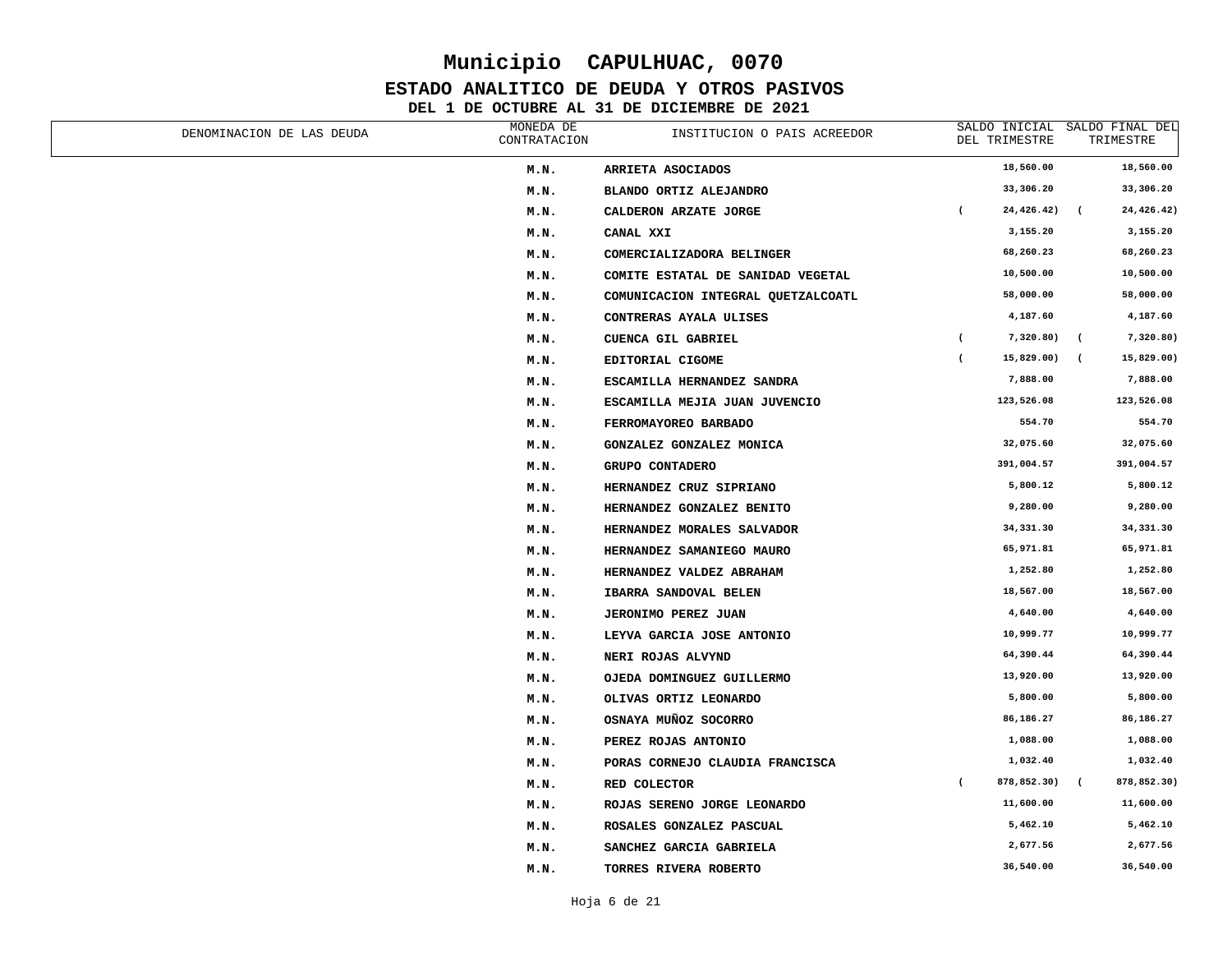# Municipio CAPULHUAC, 0070

## ESTADO ANALITICO DE DEUDA Y OTROS PASIVOS

### DEL 1 DE OCTUBRE AL 31 DE DICIEMBRE DE 2021

| DENOMINACION DE LAS DEUDA | MONEDA DE CONTRATACION | INSTITUCION O PAIS ACREEDOR | SALDO INICIAL DEL TRIMESTRE | SALDO FINAL DEL TRIMESTRE |
|---|---|---|---|---|
| | M.N. | ARRIETA ASOCIADOS | 18,560.00 | 18,560.00 |
| | M.N. | BLANDO ORTIZ ALEJANDRO | 33,306.20 | 33,306.20 |
| | M.N. | CALDERON ARZATE JORGE | ( 24,426.42) | ( 24,426.42) |
| | M.N. | CANAL XXI | 3,155.20 | 3,155.20 |
| | M.N. | COMERCIALIZADORA BELINGER | 68,260.23 | 68,260.23 |
| | M.N. | COMITE ESTATAL DE SANIDAD VEGETAL | 10,500.00 | 10,500.00 |
| | M.N. | COMUNICACION INTEGRAL QUETZALCOATL | 58,000.00 | 58,000.00 |
| | M.N. | CONTRERAS AYALA ULISES | 4,187.60 | 4,187.60 |
| | M.N. | CUENCA GIL GABRIEL | ( 7,320.80) | ( 7,320.80) |
| | M.N. | EDITORIAL CIGOME | ( 15,829.00) | ( 15,829.00) |
| | M.N. | ESCAMILLA HERNANDEZ SANDRA | 7,888.00 | 7,888.00 |
| | M.N. | ESCAMILLA MEJIA JUAN JUVENCIO | 123,526.08 | 123,526.08 |
| | M.N. | FERROMAYOREO BARBADO | 554.70 | 554.70 |
| | M.N. | GONZALEZ GONZALEZ MONICA | 32,075.60 | 32,075.60 |
| | M.N. | GRUPO CONTADERO | 391,004.57 | 391,004.57 |
| | M.N. | HERNANDEZ CRUZ SIPRIANO | 5,800.12 | 5,800.12 |
| | M.N. | HERNANDEZ GONZALEZ BENITO | 9,280.00 | 9,280.00 |
| | M.N. | HERNANDEZ MORALES SALVADOR | 34,331.30 | 34,331.30 |
| | M.N. | HERNANDEZ SAMANIEGO MAURO | 65,971.81 | 65,971.81 |
| | M.N. | HERNANDEZ VALDEZ ABRAHAM | 1,252.80 | 1,252.80 |
| | M.N. | IBARRA SANDOVAL BELEN | 18,567.00 | 18,567.00 |
| | M.N. | JERONIMO PEREZ JUAN | 4,640.00 | 4,640.00 |
| | M.N. | LEYVA GARCIA JOSE ANTONIO | 10,999.77 | 10,999.77 |
| | M.N. | NERI ROJAS ALVYND | 64,390.44 | 64,390.44 |
| | M.N. | OJEDA DOMINGUEZ GUILLERMO | 13,920.00 | 13,920.00 |
| | M.N. | OLIVAS ORTIZ LEONARDO | 5,800.00 | 5,800.00 |
| | M.N. | OSNAYA MUÑOZ SOCORRO | 86,186.27 | 86,186.27 |
| | M.N. | PEREZ ROJAS ANTONIO | 1,088.00 | 1,088.00 |
| | M.N. | PORAS CORNEJO CLAUDIA FRANCISCA | 1,032.40 | 1,032.40 |
| | M.N. | RED COLECTOR | ( 878,852.30) | ( 878,852.30) |
| | M.N. | ROJAS SERENO JORGE LEONARDO | 11,600.00 | 11,600.00 |
| | M.N. | ROSALES GONZALEZ PASCUAL | 5,462.10 | 5,462.10 |
| | M.N. | SANCHEZ GARCIA GABRIELA | 2,677.56 | 2,677.56 |
| | M.N. | TORRES RIVERA ROBERTO | 36,540.00 | 36,540.00 |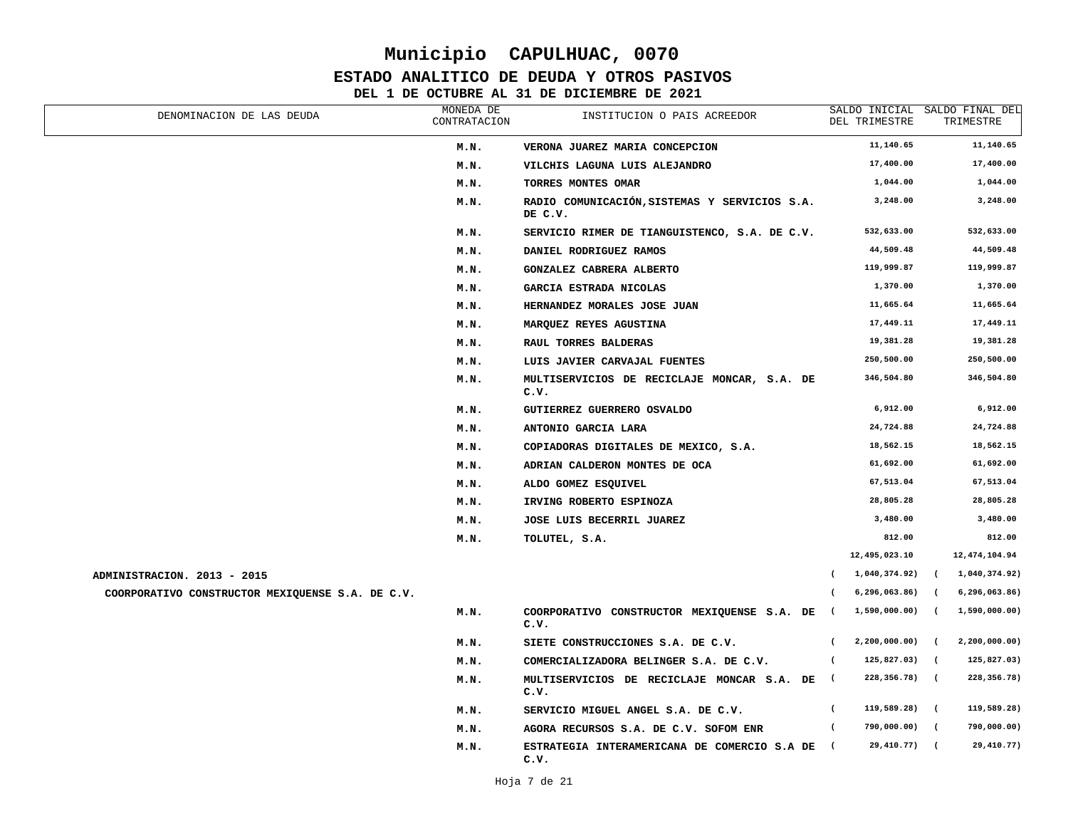# Municipio CAPULHUAC, 0070

## ESTADO ANALITICO DE DEUDA Y OTROS PASIVOS

### DEL 1 DE OCTUBRE AL 31 DE DICIEMBRE DE 2021

| DENOMINACION DE LAS DEUDA | MONEDA DE CONTRATACION | INSTITUCION O PAIS ACREEDOR | SALDO INICIAL DEL TRIMESTRE | SALDO FINAL DEL TRIMESTRE |
|---|---|---|---|---|
| | M.N. | VERONA JUAREZ MARIA CONCEPCION | 11,140.65 | 11,140.65 |
| | M.N. | VILCHIS LAGUNA LUIS ALEJANDRO | 17,400.00 | 17,400.00 |
| | M.N. | TORRES MONTES OMAR | 1,044.00 | 1,044.00 |
| | M.N. | RADIO COMUNICACIÓN,SISTEMAS Y SERVICIOS S.A. DE C.V. | 3,248.00 | 3,248.00 |
| | M.N. | SERVICIO RIMER DE TIANGUISTENCO, S.A. DE C.V. | 532,633.00 | 532,633.00 |
| | M.N. | DANIEL RODRIGUEZ RAMOS | 44,509.48 | 44,509.48 |
| | M.N. | GONZALEZ CABRERA ALBERTO | 119,999.87 | 119,999.87 |
| | M.N. | GARCIA ESTRADA NICOLAS | 1,370.00 | 1,370.00 |
| | M.N. | HERNANDEZ MORALES JOSE JUAN | 11,665.64 | 11,665.64 |
| | M.N. | MARQUEZ REYES AGUSTINA | 17,449.11 | 17,449.11 |
| | M.N. | RAUL TORRES BALDERAS | 19,381.28 | 19,381.28 |
| | M.N. | LUIS JAVIER CARVAJAL FUENTES | 250,500.00 | 250,500.00 |
| | M.N. | MULTISERVICIOS DE RECICLAJE MONCAR, S.A. DE C.V. | 346,504.80 | 346,504.80 |
| | M.N. | GUTIERREZ GUERRERO OSVALDO | 6,912.00 | 6,912.00 |
| | M.N. | ANTONIO GARCIA LARA | 24,724.88 | 24,724.88 |
| | M.N. | COPIADORAS DIGITALES DE MEXICO, S.A. | 18,562.15 | 18,562.15 |
| | M.N. | ADRIAN CALDERON MONTES DE OCA | 61,692.00 | 61,692.00 |
| | M.N. | ALDO GOMEZ ESQUIVEL | 67,513.04 | 67,513.04 |
| | M.N. | IRVING ROBERTO ESPINOZA | 28,805.28 | 28,805.28 |
| | M.N. | JOSE LUIS BECERRIL JUAREZ | 3,480.00 | 3,480.00 |
| | M.N. | TOLUTEL, S.A. | 812.00 | 812.00 |
| | | | 12,495,023.10 | 12,474,104.94 |
| **ADMINISTRACION. 2013 - 2015** | | | ( 1,040,374.92) | ( 1,040,374.92) |
| **COORPORATIVO CONSTRUCTOR MEXIQUENSE S.A. DE C.V.** | | | ( 6,296,063.86) | ( 6,296,063.86) |
| | M.N. | COORPORATIVO CONSTRUCTOR MEXIQUENSE S.A. DE C.V. | ( 1,590,000.00) | ( 1,590,000.00) |
| | M.N. | SIETE CONSTRUCCIONES S.A. DE C.V. | ( 2,200,000.00) | ( 2,200,000.00) |
| | M.N. | COMERCIALIZADORA BELINGER S.A. DE C.V. | ( 125,827.03) | ( 125,827.03) |
| | M.N. | MULTISERVICIOS DE RECICLAJE MONCAR S.A. DE C.V. | ( 228,356.78) | ( 228,356.78) |
| | M.N. | SERVICIO MIGUEL ANGEL S.A. DE C.V. | ( 119,589.28) | ( 119,589.28) |
| | M.N. | AGORA RECURSOS S.A. DE C.V. SOFOM ENR | ( 790,000.00) | ( 790,000.00) |
| | M.N. | ESTRATEGIA INTERAMERICANA DE COMERCIO S.A DE C.V. | ( 29,410.77) | ( 29,410.77) |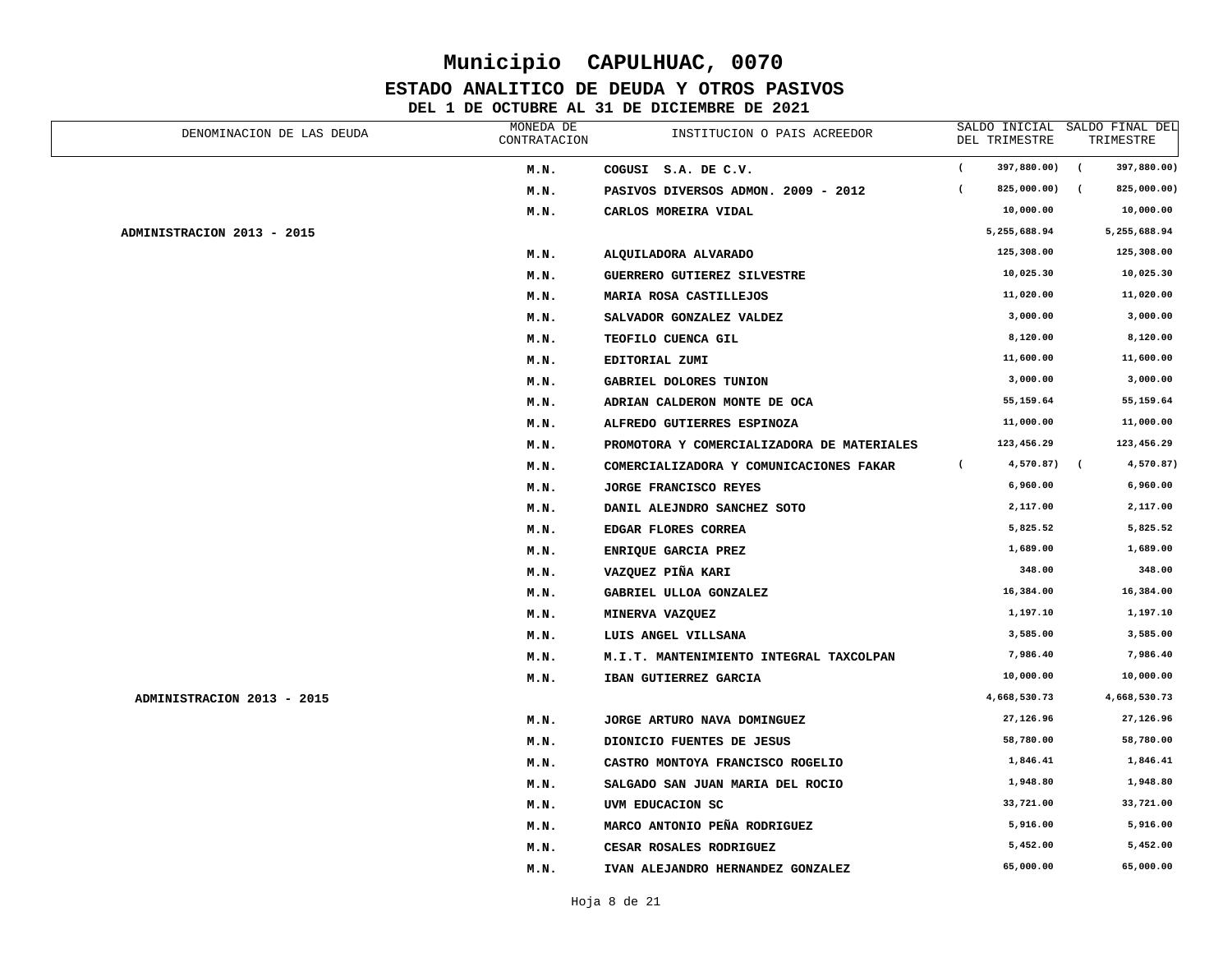# Municipio CAPULHUAC, 0070

## ESTADO ANALITICO DE DEUDA Y OTROS PASIVOS

### DEL 1 DE OCTUBRE AL 31 DE DICIEMBRE DE 2021

| DENOMINACION DE LAS DEUDA | MONEDA DE CONTRATACION | INSTITUCION O PAIS ACREEDOR | SALDO INICIAL DEL TRIMESTRE | SALDO FINAL DEL TRIMESTRE |
|---|---|---|---|---|
| | M.N. | COGUSI S.A. DE C.V. | ( 397,880.00) | ( 397,880.00) |
| | M.N. | PASIVOS DIVERSOS ADMON. 2009 - 2012 | ( 825,000.00) | ( 825,000.00) |
| | M.N. | CARLOS MOREIRA VIDAL | 10,000.00 | 10,000.00 |
| **ADMINISTRACION 2013 - 2015** | | | 5,255,688.94 | 5,255,688.94 |
| | M.N. | ALQUILADORA ALVARADO | 125,308.00 | 125,308.00 |
| | M.N. | GUERRERO GUTIEREZ SILVESTRE | 10,025.30 | 10,025.30 |
| | M.N. | MARIA ROSA CASTILLEJOS | 11,020.00 | 11,020.00 |
| | M.N. | SALVADOR GONZALEZ VALDEZ | 3,000.00 | 3,000.00 |
| | M.N. | TEOFILO CUENCA GIL | 8,120.00 | 8,120.00 |
| | M.N. | EDITORIAL ZUMI | 11,600.00 | 11,600.00 |
| | M.N. | GABRIEL DOLORES TUNION | 3,000.00 | 3,000.00 |
| | M.N. | ADRIAN CALDERON MONTE DE OCA | 55,159.64 | 55,159.64 |
| | M.N. | ALFREDO GUTIERRES ESPINOZA | 11,000.00 | 11,000.00 |
| | M.N. | PROMOTORA Y COMERCIALIZADORA DE MATERIALES | 123,456.29 | 123,456.29 |
| | M.N. | COMERCIALIZADORA Y COMUNICACIONES FAKAR | ( 4,570.87) | ( 4,570.87) |
| | M.N. | JORGE FRANCISCO REYES | 6,960.00 | 6,960.00 |
| | M.N. | DANIL ALEJNDRO SANCHEZ SOTO | 2,117.00 | 2,117.00 |
| | M.N. | EDGAR FLORES CORREA | 5,825.52 | 5,825.52 |
| | M.N. | ENRIQUE GARCIA PREZ | 1,689.00 | 1,689.00 |
| | M.N. | VAZQUEZ PIÑA KARI | 348.00 | 348.00 |
| | M.N. | GABRIEL ULLOA GONZALEZ | 16,384.00 | 16,384.00 |
| | M.N. | MINERVA VAZQUEZ | 1,197.10 | 1,197.10 |
| | M.N. | LUIS ANGEL VILLSANA | 3,585.00 | 3,585.00 |
| | M.N. | M.I.T. MANTENIMIENTO INTEGRAL TAXCOLPAN | 7,986.40 | 7,986.40 |
| | M.N. | IBAN GUTIERREZ GARCIA | 10,000.00 | 10,000.00 |
| **ADMINISTRACION 2013 - 2015** | | | 4,668,530.73 | 4,668,530.73 |
| | M.N. | JORGE ARTURO NAVA DOMINGUEZ | 27,126.96 | 27,126.96 |
| | M.N. | DIONICIO FUENTES DE JESUS | 58,780.00 | 58,780.00 |
| | M.N. | CASTRO MONTOYA FRANCISCO ROGELIO | 1,846.41 | 1,846.41 |
| | M.N. | SALGADO SAN JUAN MARIA DEL ROCIO | 1,948.80 | 1,948.80 |
| | M.N. | UVM EDUCACION SC | 33,721.00 | 33,721.00 |
| | M.N. | MARCO ANTONIO PEÑA RODRIGUEZ | 5,916.00 | 5,916.00 |
| | M.N. | CESAR ROSALES RODRIGUEZ | 5,452.00 | 5,452.00 |
| | M.N. | IVAN ALEJANDRO HERNANDEZ GONZALEZ | 65,000.00 | 65,000.00 |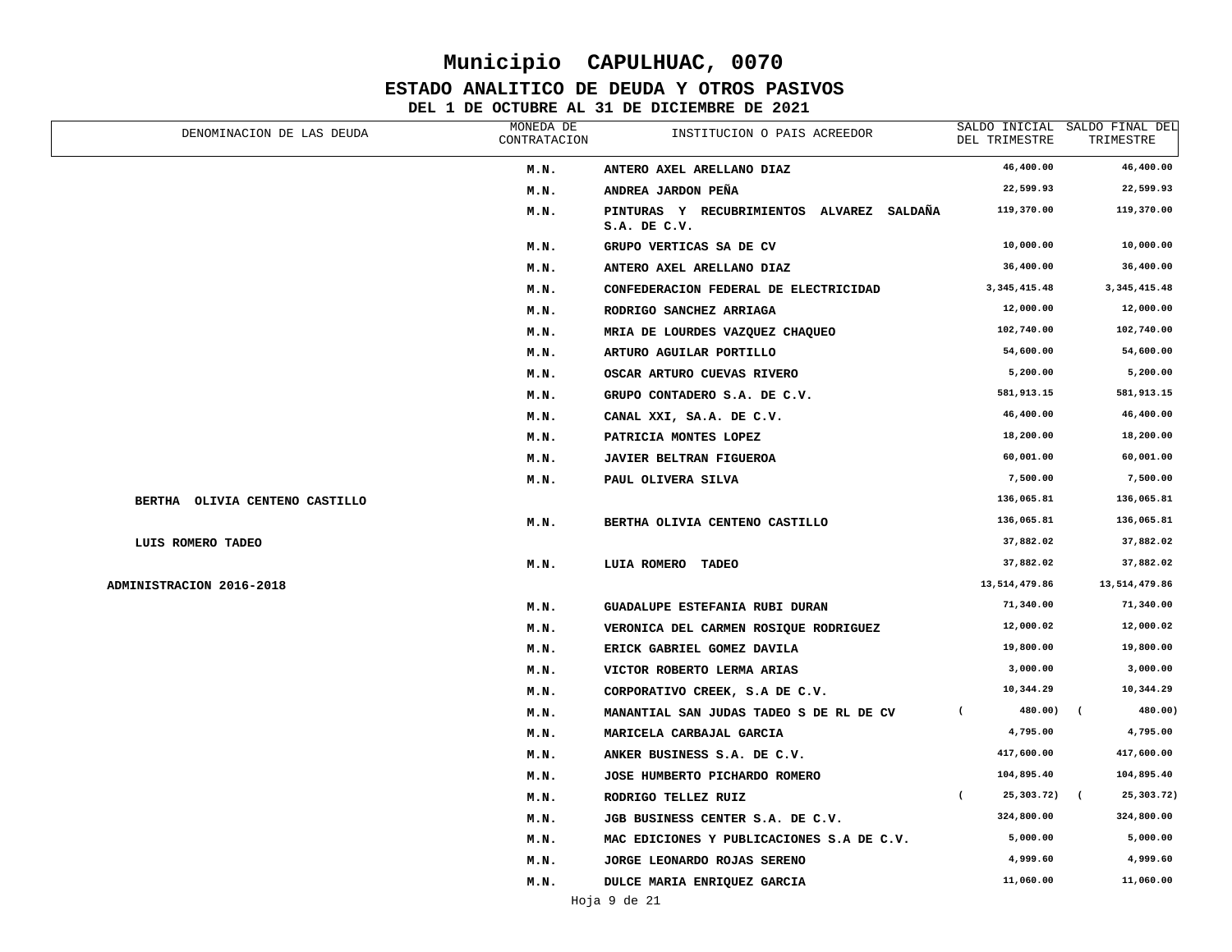# Municipio CAPULHUAC, 0070

## ESTADO ANALITICO DE DEUDA Y OTROS PASIVOS

### DEL 1 DE OCTUBRE AL 31 DE DICIEMBRE DE 2021

| DENOMINACION DE LAS DEUDA | MONEDA DE CONTRATACION | INSTITUCION O PAIS ACREEDOR | SALDO INICIAL DEL TRIMESTRE | SALDO FINAL DEL TRIMESTRE |
|---|---|---|---|---|
| | M.N. | ANTERO AXEL ARELLANO DIAZ | 46,400.00 | 46,400.00 |
| | M.N. | ANDREA JARDON PEÑA | 22,599.93 | 22,599.93 |
| | M.N. | PINTURAS Y RECUBRIMIENTOS ALVAREZ SALDAÑA S.A. DE C.V. | 119,370.00 | 119,370.00 |
| | M.N. | GRUPO VERTICAS SA DE CV | 10,000.00 | 10,000.00 |
| | M.N. | ANTERO AXEL ARELLANO DIAZ | 36,400.00 | 36,400.00 |
| | M.N. | CONFEDERACION FEDERAL DE ELECTRICIDAD | 3,345,415.48 | 3,345,415.48 |
| | M.N. | RODRIGO SANCHEZ ARRIAGA | 12,000.00 | 12,000.00 |
| | M.N. | MRIA DE LOURDES VAZQUEZ CHAQUEO | 102,740.00 | 102,740.00 |
| | M.N. | ARTURO AGUILAR PORTILLO | 54,600.00 | 54,600.00 |
| | M.N. | OSCAR ARTURO CUEVAS RIVERO | 5,200.00 | 5,200.00 |
| | M.N. | GRUPO CONTADERO S.A. DE C.V. | 581,913.15 | 581,913.15 |
| | M.N. | CANAL XXI, SA.A. DE C.V. | 46,400.00 | 46,400.00 |
| | M.N. | PATRICIA MONTES LOPEZ | 18,200.00 | 18,200.00 |
| | M.N. | JAVIER BELTRAN FIGUEROA | 60,001.00 | 60,001.00 |
| | M.N. | PAUL OLIVERA SILVA | 7,500.00 | 7,500.00 |
| BERTHA OLIVIA CENTENO CASTILLO | | | 136,065.81 | 136,065.81 |
| | M.N. | BERTHA OLIVIA CENTENO CASTILLO | 136,065.81 | 136,065.81 |
| LUIS ROMERO TADEO | | | 37,882.02 | 37,882.02 |
| | M.N. | LUIA ROMERO TADEO | 37,882.02 | 37,882.02 |
| ADMINISTRACION 2016-2018 | | | 13,514,479.86 | 13,514,479.86 |
| | M.N. | GUADALUPE ESTEFANIA RUBI DURAN | 71,340.00 | 71,340.00 |
| | M.N. | VERONICA DEL CARMEN ROSIQUE RODRIGUEZ | 12,000.02 | 12,000.02 |
| | M.N. | ERICK GABRIEL GOMEZ DAVILA | 19,800.00 | 19,800.00 |
| | M.N. | VICTOR ROBERTO LERMA ARIAS | 3,000.00 | 3,000.00 |
| | M.N. | CORPORATIVO CREEK, S.A DE C.V. | 10,344.29 | 10,344.29 |
| | M.N. | MANANTIAL SAN JUDAS TADEO S DE RL DE CV | ( 480.00) | ( 480.00) |
| | M.N. | MARICELA CARBAJAL GARCIA | 4,795.00 | 4,795.00 |
| | M.N. | ANKER BUSINESS S.A. DE C.V. | 417,600.00 | 417,600.00 |
| | M.N. | JOSE HUMBERTO PICHARDO ROMERO | 104,895.40 | 104,895.40 |
| | M.N. | RODRIGO TELLEZ RUIZ | ( 25,303.72) | ( 25,303.72) |
| | M.N. | JGB BUSINESS CENTER S.A. DE C.V. | 324,800.00 | 324,800.00 |
| | M.N. | MAC EDICIONES Y PUBLICACIONES S.A DE C.V. | 5,000.00 | 5,000.00 |
| | M.N. | JORGE LEONARDO ROJAS SERENO | 4,999.60 | 4,999.60 |
| | M.N. | DULCE MARIA ENRIQUEZ GARCIA | 11,060.00 | 11,060.00 |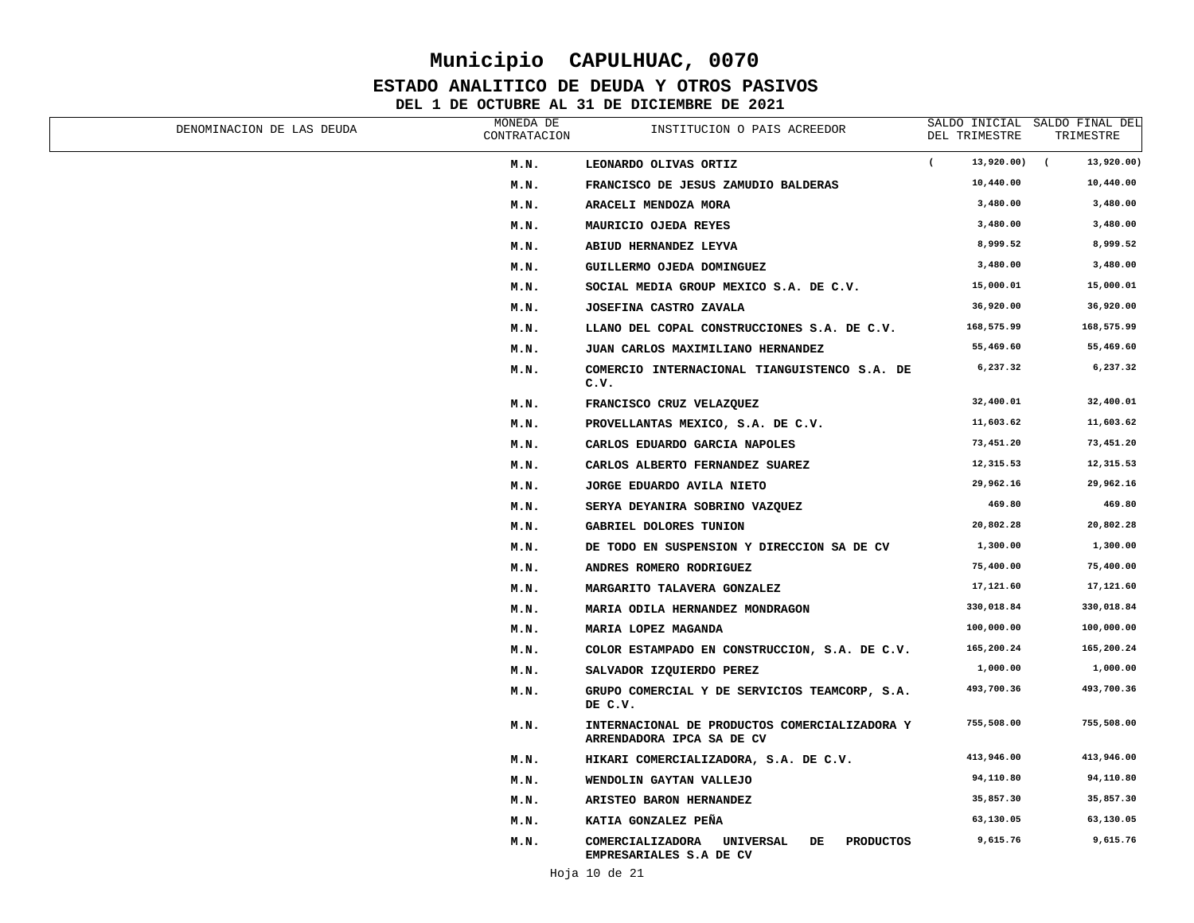# Municipio CAPULHUAC, 0070

## ESTADO ANALITICO DE DEUDA Y OTROS PASIVOS

### DEL 1 DE OCTUBRE AL 31 DE DICIEMBRE DE 2021

| DENOMINACION DE LAS DEUDA | MONEDA DE CONTRATACION | INSTITUCION O PAIS ACREEDOR | SALDO INICIAL DEL TRIMESTRE | SALDO FINAL DEL TRIMESTRE |
|---|---|---|---|---|
| | M.N. | LEONARDO OLIVAS ORTIZ | ( 13,920.00) | ( 13,920.00) |
| | M.N. | FRANCISCO DE JESUS ZAMUDIO BALDERAS | 10,440.00 | 10,440.00 |
| | M.N. | ARACELI MENDOZA MORA | 3,480.00 | 3,480.00 |
| | M.N. | MAURICIO OJEDA REYES | 3,480.00 | 3,480.00 |
| | M.N. | ABIUD HERNANDEZ LEYVA | 8,999.52 | 8,999.52 |
| | M.N. | GUILLERMO OJEDA DOMINGUEZ | 3,480.00 | 3,480.00 |
| | M.N. | SOCIAL MEDIA GROUP MEXICO S.A. DE C.V. | 15,000.01 | 15,000.01 |
| | M.N. | JOSEFINA CASTRO ZAVALA | 36,920.00 | 36,920.00 |
| | M.N. | LLANO DEL COPAL CONSTRUCCIONES S.A. DE C.V. | 168,575.99 | 168,575.99 |
| | M.N. | JUAN CARLOS MAXIMILIANO HERNANDEZ | 55,469.60 | 55,469.60 |
| | M.N. | COMERCIO INTERNACIONAL TIANGUISTENCO S.A. DE C.V. | 6,237.32 | 6,237.32 |
| | M.N. | FRANCISCO CRUZ VELAZQUEZ | 32,400.01 | 32,400.01 |
| | M.N. | PROVELLANTAS MEXICO, S.A. DE C.V. | 11,603.62 | 11,603.62 |
| | M.N. | CARLOS EDUARDO GARCIA NAPOLES | 73,451.20 | 73,451.20 |
| | M.N. | CARLOS ALBERTO FERNANDEZ SUAREZ | 12,315.53 | 12,315.53 |
| | M.N. | JORGE EDUARDO AVILA NIETO | 29,962.16 | 29,962.16 |
| | M.N. | SERYA DEYANIRA SOBRINO VAZQUEZ | 469.80 | 469.80 |
| | M.N. | GABRIEL DOLORES TUNION | 20,802.28 | 20,802.28 |
| | M.N. | DE TODO EN SUSPENSION Y DIRECCION SA DE CV | 1,300.00 | 1,300.00 |
| | M.N. | ANDRES ROMERO RODRIGUEZ | 75,400.00 | 75,400.00 |
| | M.N. | MARGARITO TALAVERA GONZALEZ | 17,121.60 | 17,121.60 |
| | M.N. | MARIA ODILA HERNANDEZ MONDRAGON | 330,018.84 | 330,018.84 |
| | M.N. | MARIA LOPEZ MAGANDA | 100,000.00 | 100,000.00 |
| | M.N. | COLOR ESTAMPADO EN CONSTRUCCION, S.A. DE C.V. | 165,200.24 | 165,200.24 |
| | M.N. | SALVADOR IZQUIERDO PEREZ | 1,000.00 | 1,000.00 |
| | M.N. | GRUPO COMERCIAL Y DE SERVICIOS TEAMCORP, S.A. DE C.V. | 493,700.36 | 493,700.36 |
| | M.N. | INTERNACIONAL DE PRODUCTOS COMERCIALIZADORA Y ARRENDADORA IPCA SA DE CV | 755,508.00 | 755,508.00 |
| | M.N. | HIKARI COMERCIALIZADORA, S.A. DE C.V. | 413,946.00 | 413,946.00 |
| | M.N. | WENDOLIN GAYTAN VALLEJO | 94,110.80 | 94,110.80 |
| | M.N. | ARISTEO BARON HERNANDEZ | 35,857.30 | 35,857.30 |
| | M.N. | KATIA GONZALEZ PEÑA | 63,130.05 | 63,130.05 |
| | M.N. | COMERCIALIZADORA UNIVERSAL DE PRODUCTOS EMPRESARIALES S.A DE CV | 9,615.76 | 9,615.76 |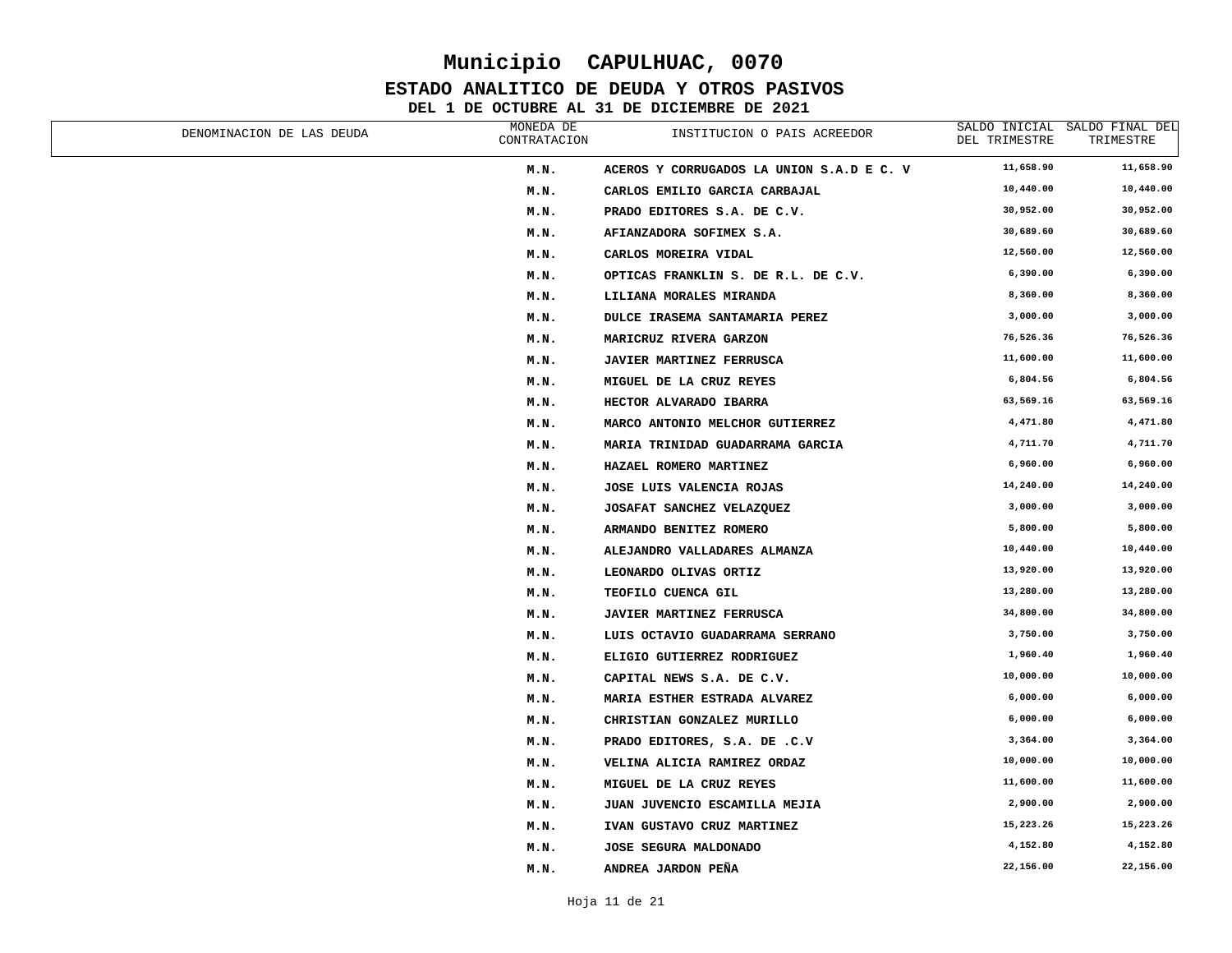# Municipio CAPULHUAC, 0070

## ESTADO ANALITICO DE DEUDA Y OTROS PASIVOS

### DEL 1 DE OCTUBRE AL 31 DE DICIEMBRE DE 2021

| DENOMINACION DE LAS DEUDA | MONEDA DE CONTRATACION | INSTITUCION O PAIS ACREEDOR | SALDO INICIAL DEL TRIMESTRE | SALDO FINAL DEL TRIMESTRE |
|---|---|---|---|---|
| | M.N. | ACEROS Y CORRUGADOS LA UNION S.A.D E C. V | 11,658.90 | 11,658.90 |
| | M.N. | CARLOS EMILIO GARCIA CARBAJAL | 10,440.00 | 10,440.00 |
| | M.N. | PRADO EDITORES S.A. DE C.V. | 30,952.00 | 30,952.00 |
| | M.N. | AFIANZADORA SOFIMEX S.A. | 30,689.60 | 30,689.60 |
| | M.N. | CARLOS MOREIRA VIDAL | 12,560.00 | 12,560.00 |
| | M.N. | OPTICAS FRANKLIN S. DE R.L. DE C.V. | 6,390.00 | 6,390.00 |
| | M.N. | LILIANA MORALES MIRANDA | 8,360.00 | 8,360.00 |
| | M.N. | DULCE IRASEMA SANTAMARIA PEREZ | 3,000.00 | 3,000.00 |
| | M.N. | MARICRUZ RIVERA GARZON | 76,526.36 | 76,526.36 |
| | M.N. | JAVIER MARTINEZ FERRUSCA | 11,600.00 | 11,600.00 |
| | M.N. | MIGUEL DE LA CRUZ REYES | 6,804.56 | 6,804.56 |
| | M.N. | HECTOR ALVARADO IBARRA | 63,569.16 | 63,569.16 |
| | M.N. | MARCO ANTONIO MELCHOR GUTIERREZ | 4,471.80 | 4,471.80 |
| | M.N. | MARIA TRINIDAD GUADARRAMA GARCIA | 4,711.70 | 4,711.70 |
| | M.N. | HAZAEL ROMERO MARTINEZ | 6,960.00 | 6,960.00 |
| | M.N. | JOSE LUIS VALENCIA ROJAS | 14,240.00 | 14,240.00 |
| | M.N. | JOSAFAT SANCHEZ VELAZQUEZ | 3,000.00 | 3,000.00 |
| | M.N. | ARMANDO BENITEZ ROMERO | 5,800.00 | 5,800.00 |
| | M.N. | ALEJANDRO VALLADARES ALMANZA | 10,440.00 | 10,440.00 |
| | M.N. | LEONARDO OLIVAS ORTIZ | 13,920.00 | 13,920.00 |
| | M.N. | TEOFILO CUENCA GIL | 13,280.00 | 13,280.00 |
| | M.N. | JAVIER MARTINEZ FERRUSCA | 34,800.00 | 34,800.00 |
| | M.N. | LUIS OCTAVIO GUADARRAMA SERRANO | 3,750.00 | 3,750.00 |
| | M.N. | ELIGIO GUTIERREZ RODRIGUEZ | 1,960.40 | 1,960.40 |
| | M.N. | CAPITAL NEWS S.A. DE C.V. | 10,000.00 | 10,000.00 |
| | M.N. | MARIA ESTHER ESTRADA ALVAREZ | 6,000.00 | 6,000.00 |
| | M.N. | CHRISTIAN GONZALEZ MURILLO | 6,000.00 | 6,000.00 |
| | M.N. | PRADO EDITORES, S.A. DE .C.V | 3,364.00 | 3,364.00 |
| | M.N. | VELINA ALICIA RAMIREZ ORDAZ | 10,000.00 | 10,000.00 |
| | M.N. | MIGUEL DE LA CRUZ REYES | 11,600.00 | 11,600.00 |
| | M.N. | JUAN JUVENCIO ESCAMILLA MEJIA | 2,900.00 | 2,900.00 |
| | M.N. | IVAN GUSTAVO CRUZ MARTINEZ | 15,223.26 | 15,223.26 |
| | M.N. | JOSE SEGURA MALDONADO | 4,152.80 | 4,152.80 |
| | M.N. | ANDREA JARDON PEÑA | 22,156.00 | 22,156.00 |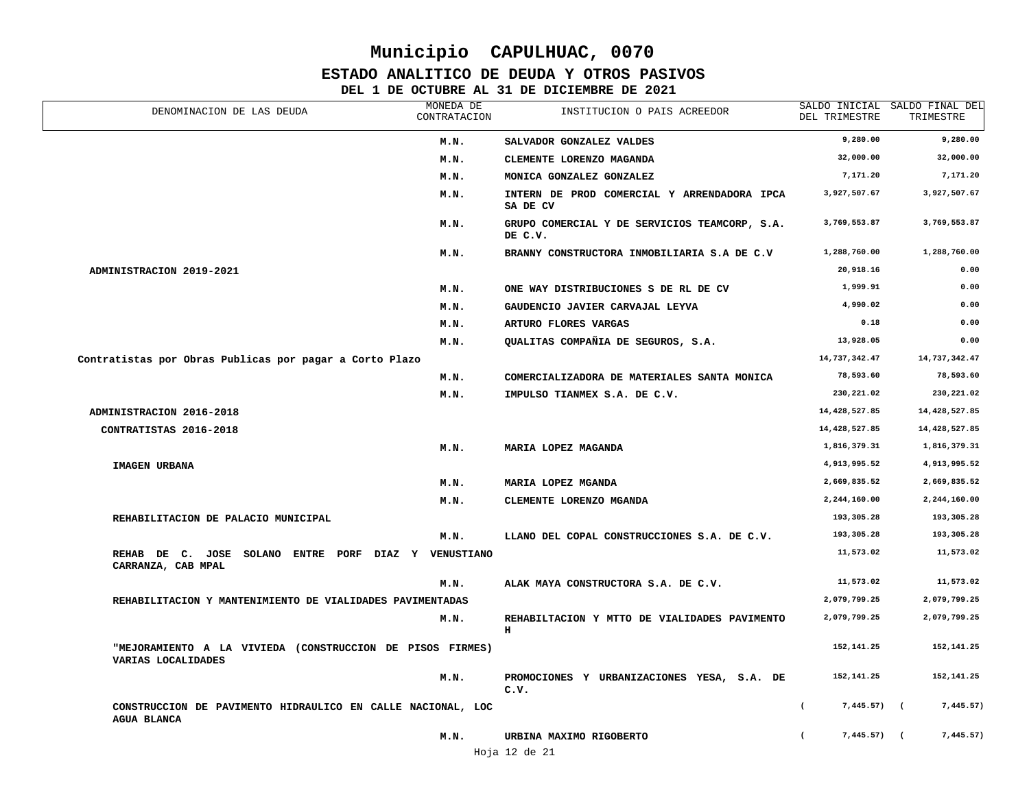# Municipio CAPULHUAC, 0070

## ESTADO ANALITICO DE DEUDA Y OTROS PASIVOS

### DEL 1 DE OCTUBRE AL 31 DE DICIEMBRE DE 2021

| DENOMINACION DE LAS DEUDA | MONEDA DE CONTRATACION | INSTITUCION O PAIS ACREEDOR | SALDO INICIAL DEL TRIMESTRE | SALDO FINAL DEL TRIMESTRE |
|---|---|---|---|---|
| | M.N. | SALVADOR GONZALEZ VALDES | 9,280.00 | 9,280.00 |
| | M.N. | CLEMENTE LORENZO MAGANDA | 32,000.00 | 32,000.00 |
| | M.N. | MONICA GONZALEZ GONZALEZ | 7,171.20 | 7,171.20 |
| | M.N. | INTERN DE PROD COMERCIAL Y ARRENDADORA IPCA SA DE CV | 3,927,507.67 | 3,927,507.67 |
| | M.N. | GRUPO COMERCIAL Y DE SERVICIOS TEAMCORP, S.A. DE C.V. | 3,769,553.87 | 3,769,553.87 |
| | M.N. | BRANNY CONSTRUCTORA INMOBILIARIA S.A DE C.V | 1,288,760.00 | 1,288,760.00 |
| ADMINISTRACION 2019-2021 | | | 20,918.16 | 0.00 |
| | M.N. | ONE WAY DISTRIBUCIONES S DE RL DE CV | 1,999.91 | 0.00 |
| | M.N. | GAUDENCIO JAVIER CARVAJAL LEYVA | 4,990.02 | 0.00 |
| | M.N. | ARTURO FLORES VARGAS | 0.18 | 0.00 |
| | M.N. | QUALITAS COMPAÑIA DE SEGUROS, S.A. | 13,928.05 | 0.00 |
| Contratistas por Obras Publicas por pagar a Corto Plazo | | | 14,737,342.47 | 14,737,342.47 |
| | M.N. | COMERCIALIZADORA DE MATERIALES SANTA MONICA | 78,593.60 | 78,593.60 |
| | M.N. | IMPULSO TIANMEX S.A. DE C.V. | 230,221.02 | 230,221.02 |
| ADMINISTRACION 2016-2018 | | | 14,428,527.85 | 14,428,527.85 |
| CONTRATISTAS 2016-2018 | | | 14,428,527.85 | 14,428,527.85 |
| | M.N. | MARIA LOPEZ MAGANDA | 1,816,379.31 | 1,816,379.31 |
| IMAGEN URBANA | | | 4,913,995.52 | 4,913,995.52 |
| | M.N. | MARIA LOPEZ MGANDA | 2,669,835.52 | 2,669,835.52 |
| | M.N. | CLEMENTE LORENZO MGANDA | 2,244,160.00 | 2,244,160.00 |
| REHABILITACION DE PALACIO MUNICIPAL | | | 193,305.28 | 193,305.28 |
| | M.N. | LLANO DEL COPAL CONSTRUCCIONES S.A. DE C.V. | 193,305.28 | 193,305.28 |
| REHAB DE C. JOSE SOLANO ENTRE PORF DIAZ Y VENUSTIANO CARRANZA, CAB MPAL | | | 11,573.02 | 11,573.02 |
| | M.N. | ALAK MAYA CONSTRUCTORA S.A. DE C.V. | 11,573.02 | 11,573.02 |
| REHABILITACION Y MANTENIMIENTO DE VIALIDADES PAVIMENTADAS | | | 2,079,799.25 | 2,079,799.25 |
| | M.N. | REHABILTACION Y MTTO DE VIALIDADES PAVIMENTO H | 2,079,799.25 | 2,079,799.25 |
| "MEJORAMIENTO A LA VIVIEDA (CONSTRUCCION DE PISOS FIRMES) VARIAS LOCALIDADES | | | 152,141.25 | 152,141.25 |
| | M.N. | PROMOCIONES Y URBANIZACIONES YESA, S.A. DE C.V. | 152,141.25 | 152,141.25 |
| CONSTRUCCION DE PAVIMENTO HIDRAULICO EN CALLE NACIONAL, LOC AGUA BLANCA | | | ( 7,445.57) | ( 7,445.57) |
| | M.N. | URBINA MAXIMO RIGOBERTO | ( 7,445.57) | ( 7,445.57) |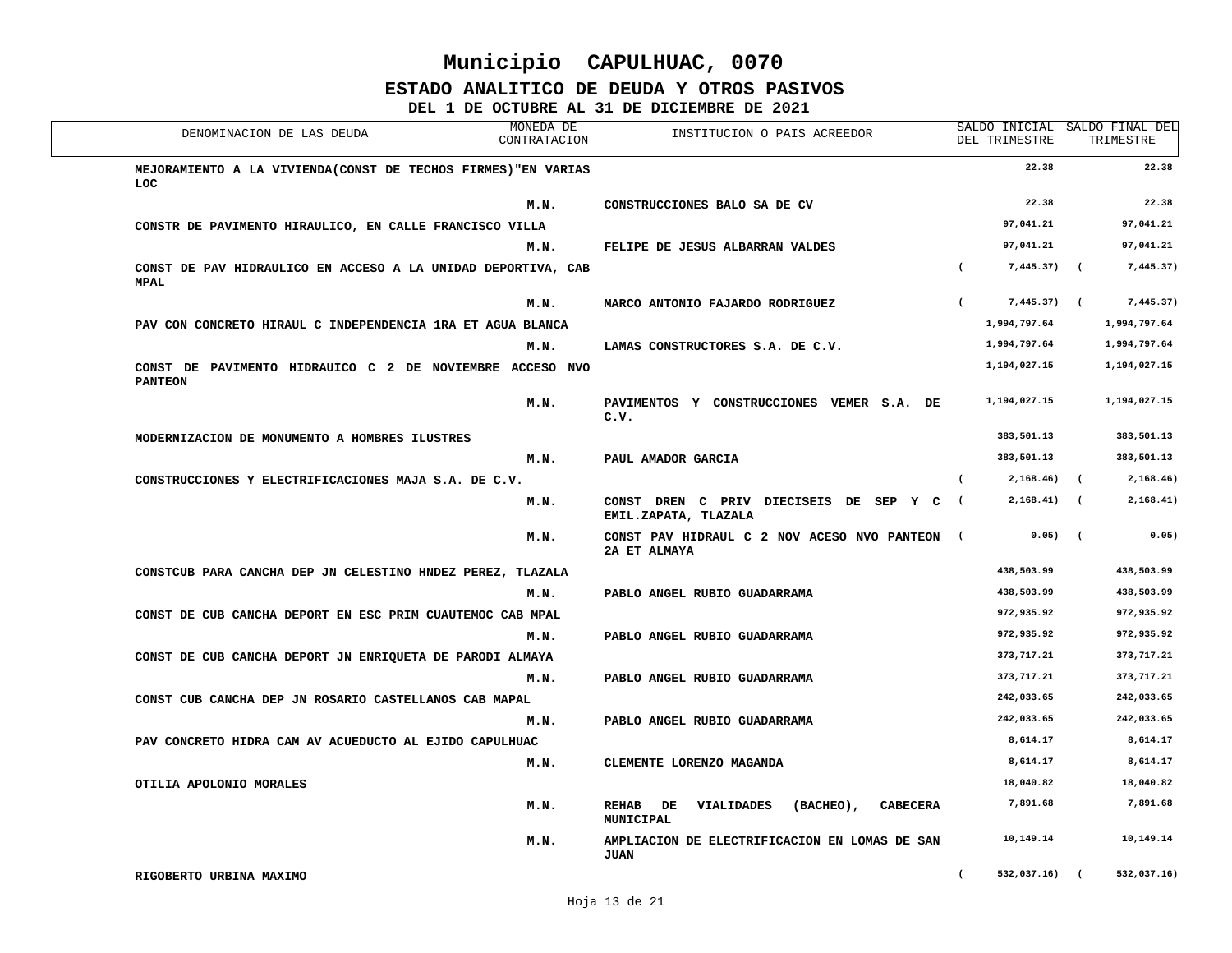# Municipio CAPULHUAC, 0070

## ESTADO ANALITICO DE DEUDA Y OTROS PASIVOS

### DEL 1 DE OCTUBRE AL 31 DE DICIEMBRE DE 2021

| DENOMINACION DE LAS DEUDA | MONEDA DE CONTRATACION | INSTITUCION O PAIS ACREEDOR | SALDO INICIAL DEL TRIMESTRE | SALDO FINAL DEL TRIMESTRE |
|---|---|---|---|---|
| **MEJORAMIENTO A LA VIVIENDA(CONST DE TECHOS FIRMES)"EN VARIAS LOC** | | | 22.38 | 22.38 |
| | M.N. | CONSTRUCCIONES BALO SA DE CV | 22.38 | 22.38 |
| **CONSTR DE PAVIMENTO HIRAULICO, EN CALLE FRANCISCO VILLA** | | | 97,041.21 | 97,041.21 |
| | M.N. | FELIPE DE JESUS ALBARRAN VALDES | 97,041.21 | 97,041.21 |
| **CONST DE PAV HIDRAULICO EN ACCESO A LA UNIDAD DEPORTIVA, CAB MPAL** | | | ( 7,445.37) | ( 7,445.37) |
| | M.N. | MARCO ANTONIO FAJARDO RODRIGUEZ | ( 7,445.37) | ( 7,445.37) |
| **PAV CON CONCRETO HIRAUL C INDEPENDENCIA 1RA ET AGUA BLANCA** | | | 1,994,797.64 | 1,994,797.64 |
| | M.N. | LAMAS CONSTRUCTORES S.A. DE C.V. | 1,994,797.64 | 1,994,797.64 |
| **CONST DE PAVIMENTO HIDRAUICO C 2 DE NOVIEMBRE ACCESO NVO PANTEON** | | | 1,194,027.15 | 1,194,027.15 |
| | M.N. | PAVIMENTOS Y CONSTRUCCIONES VEMER S.A. DE C.V. | 1,194,027.15 | 1,194,027.15 |
| **MODERNIZACION DE MONUMENTO A HOMBRES ILUSTRES** | | | 383,501.13 | 383,501.13 |
| | M.N. | PAUL AMADOR GARCIA | 383,501.13 | 383,501.13 |
| **CONSTRUCCIONES Y ELECTRIFICACIONES MAJA S.A. DE C.V.** | | | ( 2,168.46) | ( 2,168.46) |
| | M.N. | CONST DREN C PRIV DIECISEIS DE SEP Y C EMIL.ZAPATA, TLAZALA | ( 2,168.41) | ( 2,168.41) |
| | M.N. | CONST PAV HIDRAUL C 2 NOV ACESO NVO PANTEON 2A ET ALMAYA | ( 0.05) | ( 0.05) |
| **CONSTCUB PARA CANCHA DEP JN CELESTINO HNDEZ PEREZ, TLAZALA** | | | 438,503.99 | 438,503.99 |
| | M.N. | PABLO ANGEL RUBIO GUADARRAMA | 438,503.99 | 438,503.99 |
| **CONST DE CUB CANCHA DEPORT EN ESC PRIM CUAUTEMOC CAB MPAL** | | | 972,935.92 | 972,935.92 |
| | M.N. | PABLO ANGEL RUBIO GUADARRAMA | 972,935.92 | 972,935.92 |
| **CONST DE CUB CANCHA DEPORT JN ENRIQUETA DE PARODI ALMAYA** | | | 373,717.21 | 373,717.21 |
| | M.N. | PABLO ANGEL RUBIO GUADARRAMA | 373,717.21 | 373,717.21 |
| **CONST CUB CANCHA DEP JN ROSARIO CASTELLANOS CAB MAPAL** | | | 242,033.65 | 242,033.65 |
| | M.N. | PABLO ANGEL RUBIO GUADARRAMA | 242,033.65 | 242,033.65 |
| **PAV CONCRETO HIDRA CAM AV ACUEDUCTO AL EJIDO CAPULHUAC** | | | 8,614.17 | 8,614.17 |
| | M.N. | CLEMENTE LORENZO MAGANDA | 8,614.17 | 8,614.17 |
| **OTILIA APOLONIO MORALES** | | | 18,040.82 | 18,040.82 |
| | M.N. | REHAB DE VIALIDADES (BACHEO), CABECERA MUNICIPAL | 7,891.68 | 7,891.68 |
| | M.N. | AMPLIACION DE ELECTRIFICACION EN LOMAS DE SAN JUAN | 10,149.14 | 10,149.14 |
| **RIGOBERTO URBINA MAXIMO** | | | ( 532,037.16) | ( 532,037.16) |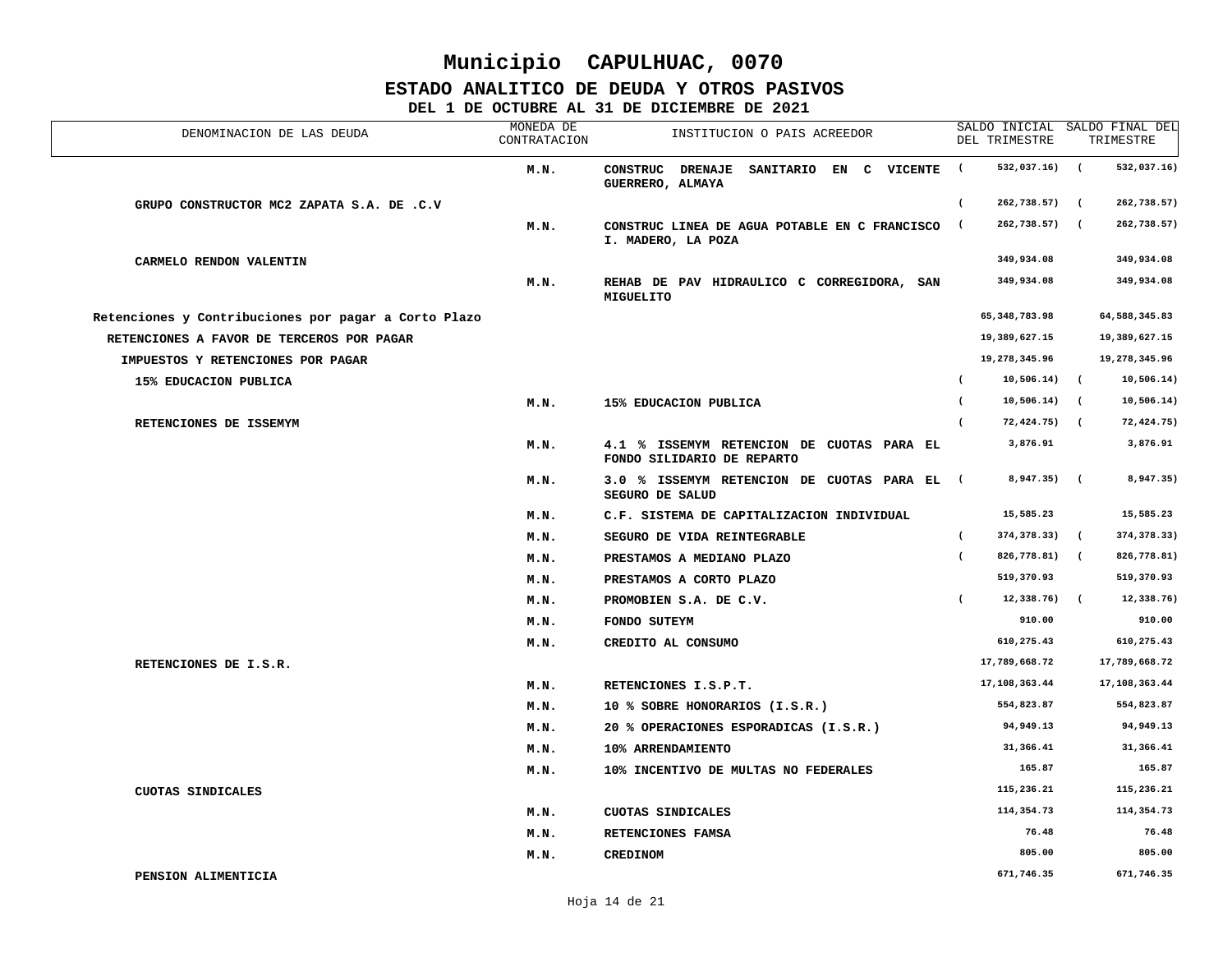# Municipio CAPULHUAC, 0070

## ESTADO ANALITICO DE DEUDA Y OTROS PASIVOS

### DEL 1 DE OCTUBRE AL 31 DE DICIEMBRE DE 2021

| DENOMINACION DE LAS DEUDA | MONEDA DE CONTRATACION | INSTITUCION O PAIS ACREEDOR | SALDO INICIAL DEL TRIMESTRE | SALDO FINAL DEL TRIMESTRE |
|---|---|---|---|---|
| | M.N. | CONSTRUC DRENAJE SANITARIO EN C VICENTE GUERRERO, ALMAYA | ( 532,037.16) | ( 532,037.16) |
| GRUPO CONSTRUCTOR MC2 ZAPATA S.A. DE .C.V | | | ( 262,738.57) | ( 262,738.57) |
| | M.N. | CONSTRUC LINEA DE AGUA POTABLE EN C FRANCISCO I. MADERO, LA POZA | ( 262,738.57) | ( 262,738.57) |
| CARMELO RENDON VALENTIN | | | 349,934.08 | 349,934.08 |
| | M.N. | REHAB DE PAV HIDRAULICO C CORREGIDORA, SAN MIGUELITO | 349,934.08 | 349,934.08 |
| Retenciones y Contribuciones por pagar a Corto Plazo | | | 65,348,783.98 | 64,588,345.83 |
| RETENCIONES A FAVOR DE TERCEROS POR PAGAR | | | 19,389,627.15 | 19,389,627.15 |
| IMPUESTOS Y RETENCIONES POR PAGAR | | | 19,278,345.96 | 19,278,345.96 |
| 15% EDUCACION PUBLICA | | | ( 10,506.14) | ( 10,506.14) |
| | M.N. | 15% EDUCACION PUBLICA | ( 10,506.14) | ( 10,506.14) |
| RETENCIONES DE ISSEMYM | | | ( 72,424.75) | ( 72,424.75) |
| | M.N. | 4.1 % ISSEMYM RETENCION DE CUOTAS PARA EL FONDO SILIDARIO DE REPARTO | 3,876.91 | 3,876.91 |
| | M.N. | 3.0 % ISSEMYM RETENCION DE CUOTAS PARA EL SEGURO DE SALUD | ( 8,947.35) | ( 8,947.35) |
| | M.N. | C.F. SISTEMA DE CAPITALIZACION INDIVIDUAL | 15,585.23 | 15,585.23 |
| | M.N. | SEGURO DE VIDA REINTEGRABLE | ( 374,378.33) | ( 374,378.33) |
| | M.N. | PRESTAMOS A MEDIANO PLAZO | ( 826,778.81) | ( 826,778.81) |
| | M.N. | PRESTAMOS A CORTO PLAZO | 519,370.93 | 519,370.93 |
| | M.N. | PROMOBIEN S.A. DE C.V. | ( 12,338.76) | ( 12,338.76) |
| | M.N. | FONDO SUTEYM | 910.00 | 910.00 |
| | M.N. | CREDITO AL CONSUMO | 610,275.43 | 610,275.43 |
| RETENCIONES DE I.S.R. | | | 17,789,668.72 | 17,789,668.72 |
| | M.N. | RETENCIONES I.S.P.T. | 17,108,363.44 | 17,108,363.44 |
| | M.N. | 10 % SOBRE HONORARIOS (I.S.R.) | 554,823.87 | 554,823.87 |
| | M.N. | 20 % OPERACIONES ESPORADICAS (I.S.R.) | 94,949.13 | 94,949.13 |
| | M.N. | 10% ARRENDAMIENTO | 31,366.41 | 31,366.41 |
| | M.N. | 10% INCENTIVO DE MULTAS NO FEDERALES | 165.87 | 165.87 |
| CUOTAS SINDICALES | | | 115,236.21 | 115,236.21 |
| | M.N. | CUOTAS SINDICALES | 114,354.73 | 114,354.73 |
| | M.N. | RETENCIONES FAMSA | 76.48 | 76.48 |
| | M.N. | CREDINOM | 805.00 | 805.00 |
| PENSION ALIMENTICIA | | | 671,746.35 | 671,746.35 |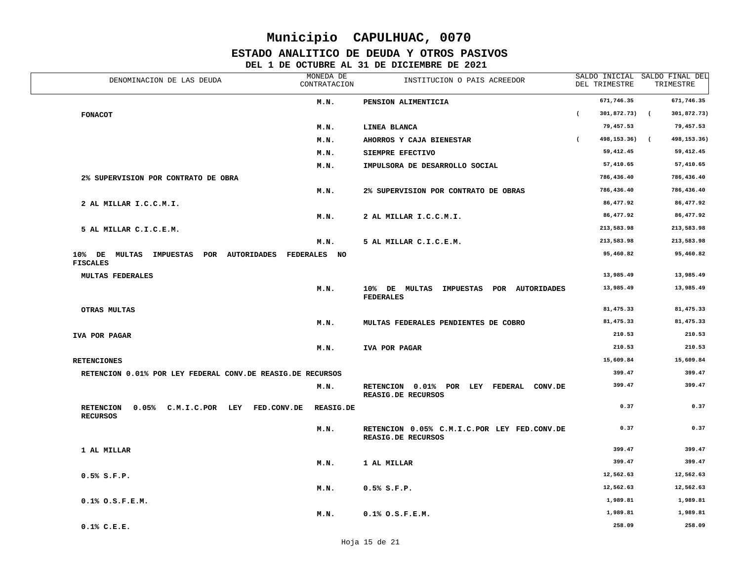# Municipio CAPULHUAC, 0070

## ESTADO ANALITICO DE DEUDA Y OTROS PASIVOS

### DEL 1 DE OCTUBRE AL 31 DE DICIEMBRE DE 2021

| DENOMINACION DE LAS DEUDA | MONEDA DE CONTRATACION | INSTITUCION O PAIS ACREEDOR | SALDO INICIAL DEL TRIMESTRE | SALDO FINAL DEL TRIMESTRE |
|---|---|---|---|---|
| | M.N. | PENSION ALIMENTICIA | 671,746.35 | 671,746.35 |
| FONACOT | | | (301,872.73) | (301,872.73) |
| | M.N. | LINEA BLANCA | 79,457.53 | 79,457.53 |
| | M.N. | AHORROS Y CAJA BIENESTAR | (498,153.36) | (498,153.36) |
| | M.N. | SIEMPRE EFECTIVO | 59,412.45 | 59,412.45 |
| | M.N. | IMPULSORA DE DESARROLLO SOCIAL | 57,410.65 | 57,410.65 |
| 2% SUPERVISION POR CONTRATO DE OBRA | | | 786,436.40 | 786,436.40 |
| | M.N. | 2% SUPERVISION POR CONTRATO DE OBRAS | 786,436.40 | 786,436.40 |
| 2 AL MILLAR I.C.C.M.I. | | | 86,477.92 | 86,477.92 |
| | M.N. | 2 AL MILLAR I.C.C.M.I. | 86,477.92 | 86,477.92 |
| 5 AL MILLAR C.I.C.E.M. | | | 213,583.98 | 213,583.98 |
| | M.N. | 5 AL MILLAR C.I.C.E.M. | 213,583.98 | 213,583.98 |
| 10% DE MULTAS IMPUESTAS POR AUTORIDADES FEDERALES NO FISCALES | | | 95,460.82 | 95,460.82 |
| MULTAS FEDERALES | | | 13,985.49 | 13,985.49 |
| | M.N. | 10% DE MULTAS IMPUESTAS POR AUTORIDADES FEDERALES | 13,985.49 | 13,985.49 |
| OTRAS MULTAS | | | 81,475.33 | 81,475.33 |
| | M.N. | MULTAS FEDERALES PENDIENTES DE COBRO | 81,475.33 | 81,475.33 |
| IVA POR PAGAR | | | 210.53 | 210.53 |
| | M.N. | IVA POR PAGAR | 210.53 | 210.53 |
| RETENCIONES | | | 15,609.84 | 15,609.84 |
| RETENCION 0.01% POR LEY FEDERAL CONV.DE REASIG.DE RECURSOS | | | 399.47 | 399.47 |
| | M.N. | RETENCION 0.01% POR LEY FEDERAL CONV.DE REASIG.DE RECURSOS | 399.47 | 399.47 |
| RETENCION 0.05% C.M.I.C.POR LEY FED.CONV.DE REASIG.DE RECURSOS | | | 0.37 | 0.37 |
| | M.N. | RETENCION 0.05% C.M.I.C.POR LEY FED.CONV.DE REASIG.DE RECURSOS | 0.37 | 0.37 |
| 1 AL MILLAR | | | 399.47 | 399.47 |
| | M.N. | 1 AL MILLAR | 399.47 | 399.47 |
| 0.5% S.F.P. | | | 12,562.63 | 12,562.63 |
| | M.N. | 0.5% S.F.P. | 12,562.63 | 12,562.63 |
| 0.1% O.S.F.E.M. | | | 1,989.81 | 1,989.81 |
| | M.N. | 0.1% O.S.F.E.M. | 1,989.81 | 1,989.81 |
| 0.1% C.E.E. | | | 258.09 | 258.09 |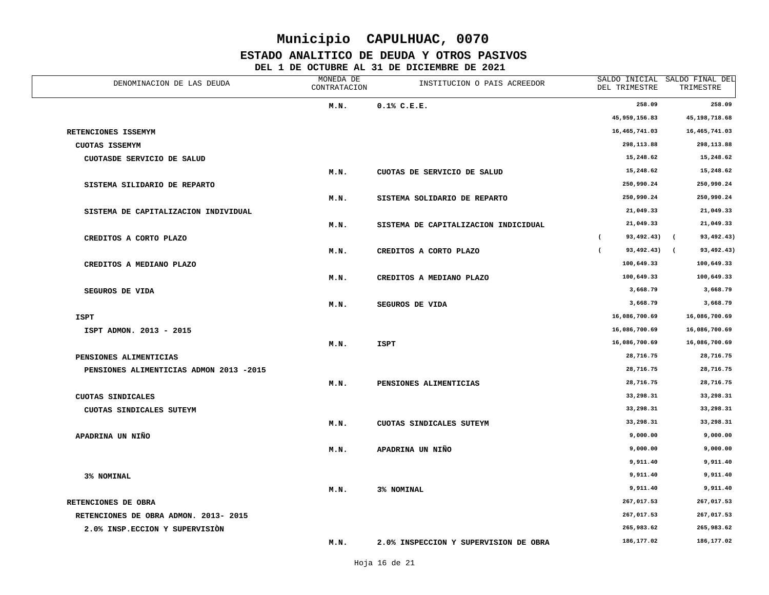# Municipio CAPULHUAC, 0070

## ESTADO ANALITICO DE DEUDA Y OTROS PASIVOS

### DEL 1 DE OCTUBRE AL 31 DE DICIEMBRE DE 2021

| DENOMINACION DE LAS DEUDA | MONEDA DE CONTRATACION | INSTITUCION O PAIS ACREEDOR | SALDO INICIAL DEL TRIMESTRE | SALDO FINAL DEL TRIMESTRE |
|---|---|---|---|---|
| | M.N. | 0.1% C.E.E. | 258.09 | 258.09 |
| | | | 45,959,156.83 | 45,198,718.68 |
| RETENCIONES ISSEMYM | | | 16,465,741.03 | 16,465,741.03 |
| CUOTAS ISSEMYM | | | 298,113.88 | 298,113.88 |
| CUOTASDE SERVICIO DE SALUD | | | 15,248.62 | 15,248.62 |
| | M.N. | CUOTAS DE SERVICIO DE SALUD | 15,248.62 | 15,248.62 |
| SISTEMA SILIDARIO DE REPARTO | | | 250,990.24 | 250,990.24 |
| | M.N. | SISTEMA SOLIDARIO DE REPARTO | 250,990.24 | 250,990.24 |
| SISTEMA DE CAPITALIZACION INDIVIDUAL | | | 21,049.33 | 21,049.33 |
| | M.N. | SISTEMA DE CAPITALIZACION INDICIDUAL | 21,049.33 | 21,049.33 |
| CREDITOS A CORTO PLAZO | | | ( 93,492.43) | ( 93,492.43) |
| | M.N. | CREDITOS A CORTO PLAZO | ( 93,492.43) | ( 93,492.43) |
| CREDITOS A MEDIANO PLAZO | | | 100,649.33 | 100,649.33 |
| | M.N. | CREDITOS A MEDIANO PLAZO | 100,649.33 | 100,649.33 |
| SEGUROS DE VIDA | | | 3,668.79 | 3,668.79 |
| | M.N. | SEGUROS DE VIDA | 3,668.79 | 3,668.79 |
| ISPT | | | 16,086,700.69 | 16,086,700.69 |
| ISPT ADMON. 2013 - 2015 | | | 16,086,700.69 | 16,086,700.69 |
| | M.N. | ISPT | 16,086,700.69 | 16,086,700.69 |
| PENSIONES ALIMENTICIAS | | | 28,716.75 | 28,716.75 |
| PENSIONES ALIMENTICIAS ADMON 2013 -2015 | | | 28,716.75 | 28,716.75 |
| | M.N. | PENSIONES ALIMENTICIAS | 28,716.75 | 28,716.75 |
| CUOTAS SINDICALES | | | 33,298.31 | 33,298.31 |
| CUOTAS SINDICALES SUTEYM | | | 33,298.31 | 33,298.31 |
| | M.N. | CUOTAS SINDICALES SUTEYM | 33,298.31 | 33,298.31 |
| APADRINA UN NIÑO | | | 9,000.00 | 9,000.00 |
| | M.N. | APADRINA UN NIÑO | 9,000.00 | 9,000.00 |
| | | | 9,911.40 | 9,911.40 |
| 3% NOMINAL | | | 9,911.40 | 9,911.40 |
| | M.N. | 3% NOMINAL | 9,911.40 | 9,911.40 |
| RETENCIONES DE OBRA | | | 267,017.53 | 267,017.53 |
| RETENCIONES DE OBRA ADMON. 2013- 2015 | | | 267,017.53 | 267,017.53 |
| 2.0% INSP.ECCION Y SUPERVISIÒN | | | 265,983.62 | 265,983.62 |
| | M.N. | 2.0% INSPECCION Y SUPERVISION DE OBRA | 186,177.02 | 186,177.02 |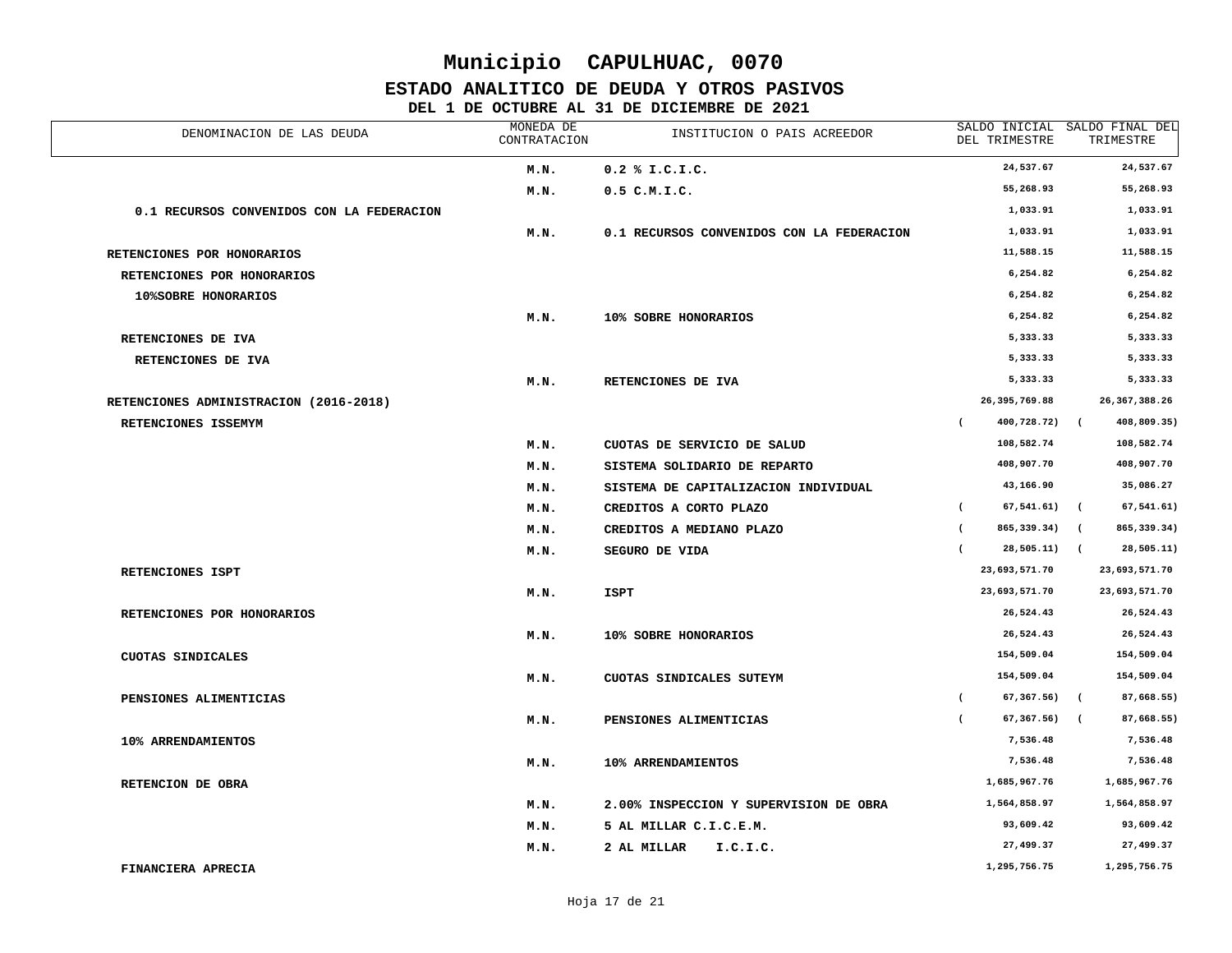# Municipio CAPULHUAC, 0070

## ESTADO ANALITICO DE DEUDA Y OTROS PASIVOS

### DEL 1 DE OCTUBRE AL 31 DE DICIEMBRE DE 2021

| DENOMINACION DE LAS DEUDA | MONEDA DE CONTRATACION | INSTITUCION O PAIS ACREEDOR | SALDO INICIAL DEL TRIMESTRE | SALDO FINAL DEL TRIMESTRE |
|---|---|---|---|---|
| | M.N. | 0.2 % I.C.I.C. | 24,537.67 | 24,537.67 |
| | M.N. | 0.5 C.M.I.C. | 55,268.93 | 55,268.93 |
| 0.1 RECURSOS CONVENIDOS CON LA FEDERACION | | | 1,033.91 | 1,033.91 |
| | M.N. | 0.1 RECURSOS CONVENIDOS CON LA FEDERACION | 1,033.91 | 1,033.91 |
| RETENCIONES POR HONORARIOS | | | 11,588.15 | 11,588.15 |
| RETENCIONES POR HONORARIOS | | | 6,254.82 | 6,254.82 |
| 10%SOBRE HONORARIOS | | | 6,254.82 | 6,254.82 |
| | M.N. | 10% SOBRE HONORARIOS | 6,254.82 | 6,254.82 |
| RETENCIONES DE IVA | | | 5,333.33 | 5,333.33 |
| RETENCIONES DE IVA | | | 5,333.33 | 5,333.33 |
| | M.N. | RETENCIONES DE IVA | 5,333.33 | 5,333.33 |
| RETENCIONES ADMINISTRACION (2016-2018) | | | 26,395,769.88 | 26,367,388.26 |
| RETENCIONES ISSEMYM | | | ( 400,728.72) | ( 408,809.35) |
| | M.N. | CUOTAS DE SERVICIO DE SALUD | 108,582.74 | 108,582.74 |
| | M.N. | SISTEMA SOLIDARIO DE REPARTO | 408,907.70 | 408,907.70 |
| | M.N. | SISTEMA DE CAPITALIZACION INDIVIDUAL | 43,166.90 | 35,086.27 |
| | M.N. | CREDITOS A CORTO PLAZO | ( 67,541.61) | ( 67,541.61) |
| | M.N. | CREDITOS A MEDIANO PLAZO | ( 865,339.34) | ( 865,339.34) |
| | M.N. | SEGURO DE VIDA | ( 28,505.11) | ( 28,505.11) |
| RETENCIONES ISPT | | | 23,693,571.70 | 23,693,571.70 |
| | M.N. | ISPT | 23,693,571.70 | 23,693,571.70 |
| RETENCIONES POR HONORARIOS | | | 26,524.43 | 26,524.43 |
| | M.N. | 10% SOBRE HONORARIOS | 26,524.43 | 26,524.43 |
| CUOTAS SINDICALES | | | 154,509.04 | 154,509.04 |
| | M.N. | CUOTAS SINDICALES SUTEYM | 154,509.04 | 154,509.04 |
| PENSIONES ALIMENTICIAS | | | ( 67,367.56) | ( 87,668.55) |
| | M.N. | PENSIONES ALIMENTICIAS | ( 67,367.56) | ( 87,668.55) |
| 10% ARRENDAMIENTOS | | | 7,536.48 | 7,536.48 |
| | M.N. | 10% ARRENDAMIENTOS | 7,536.48 | 7,536.48 |
| RETENCION DE OBRA | | | 1,685,967.76 | 1,685,967.76 |
| | M.N. | 2.00% INSPECCION Y SUPERVISION DE OBRA | 1,564,858.97 | 1,564,858.97 |
| | M.N. | 5 AL MILLAR C.I.C.E.M. | 93,609.42 | 93,609.42 |
| | M.N. | 2 AL MILLAR I.C.I.C. | 27,499.37 | 27,499.37 |
| FINANCIERA APRECIA | | | 1,295,756.75 | 1,295,756.75 |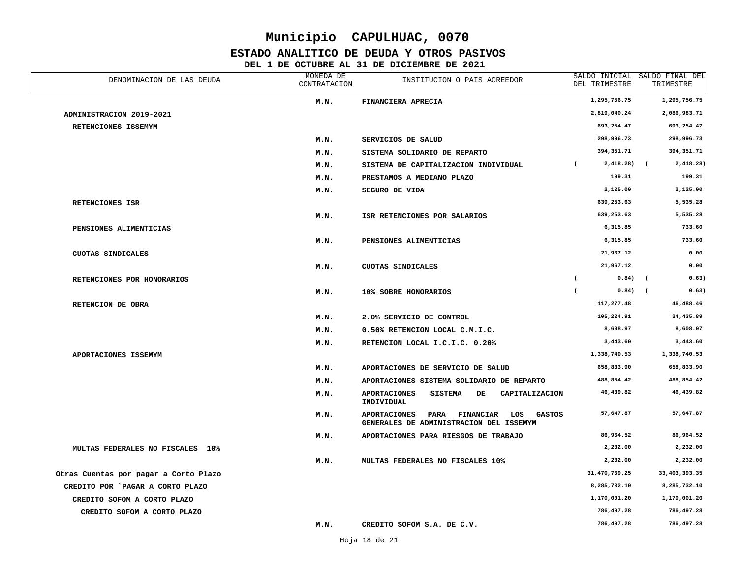# Municipio CAPULHUAC, 0070

## ESTADO ANALITICO DE DEUDA Y OTROS PASIVOS

### DEL 1 DE OCTUBRE AL 31 DE DICIEMBRE DE 2021

| DENOMINACION DE LAS DEUDA | MONEDA DE CONTRATACION | INSTITUCION O PAIS ACREEDOR | SALDO INICIAL DEL TRIMESTRE | SALDO FINAL DEL TRIMESTRE |
|---|---|---|---|---|
| | M.N. | FINANCIERA APRECIA | 1,295,756.75 | 1,295,756.75 |
| ADMINISTRACION 2019-2021 | | | 2,819,040.24 | 2,086,983.71 |
| RETENCIONES ISSEMYM | | | 693,254.47 | 693,254.47 |
| | M.N. | SERVICIOS DE SALUD | 298,996.73 | 298,996.73 |
| | M.N. | SISTEMA SOLIDARIO DE REPARTO | 394,351.71 | 394,351.71 |
| | M.N. | SISTEMA DE CAPITALIZACION INDIVIDUAL | ( 2,418.28) | ( 2,418.28) |
| | M.N. | PRESTAMOS A MEDIANO PLAZO | 199.31 | 199.31 |
| | M.N. | SEGURO DE VIDA | 2,125.00 | 2,125.00 |
| RETENCIONES ISR | | | 639,253.63 | 5,535.28 |
| | M.N. | ISR RETENCIONES POR SALARIOS | 639,253.63 | 5,535.28 |
| PENSIONES ALIMENTICIAS | | | 6,315.85 | 733.60 |
| | M.N. | PENSIONES ALIMENTICIAS | 6,315.85 | 733.60 |
| CUOTAS SINDICALES | | | 21,967.12 | 0.00 |
| | M.N. | CUOTAS SINDICALES | 21,967.12 | 0.00 |
| RETENCIONES POR HONORARIOS | | | ( 0.84) | ( 0.63) |
| | M.N. | 10% SOBRE HONORARIOS | ( 0.84) | ( 0.63) |
| RETENCION DE OBRA | | | 117,277.48 | 46,488.46 |
| | M.N. | 2.0% SERVICIO DE CONTROL | 105,224.91 | 34,435.89 |
| | M.N. | 0.50% RETENCION LOCAL C.M.I.C. | 8,608.97 | 8,608.97 |
| | M.N. | RETENCION LOCAL I.C.I.C. 0.20% | 3,443.60 | 3,443.60 |
| APORTACIONES ISSEMYM | | | 1,338,740.53 | 1,338,740.53 |
| | M.N. | APORTACIONES DE SERVICIO DE SALUD | 658,833.90 | 658,833.90 |
| | M.N. | APORTACIONES SISTEMA SOLIDARIO DE REPARTO | 488,854.42 | 488,854.42 |
| | M.N. | APORTACIONES SISTEMA DE CAPITALIZACION INDIVIDUAL | 46,439.82 | 46,439.82 |
| | M.N. | APORTACIONES PARA FINANCIAR LOS GASTOS GENERALES DE ADMINISTRACION DEL ISSEMYM | 57,647.87 | 57,647.87 |
| | M.N. | APORTACIONES PARA RIESGOS DE TRABAJO | 86,964.52 | 86,964.52 |
| MULTAS FEDERALES NO FISCALES 10% | | | 2,232.00 | 2,232.00 |
| | M.N. | MULTAS FEDERALES NO FISCALES 10% | 2,232.00 | 2,232.00 |
| Otras Cuentas por pagar a Corto Plazo | | | 31,470,769.25 | 33,403,393.35 |
| CREDITO POR `PAGAR A CORTO PLAZO | | | 8,285,732.10 | 8,285,732.10 |
| CREDITO SOFOM A CORTO PLAZO | | | 1,170,001.20 | 1,170,001.20 |
| CREDITO SOFOM A CORTO PLAZO | | | 786,497.28 | 786,497.28 |
| | M.N. | CREDITO SOFOM S.A. DE C.V. | 786,497.28 | 786,497.28 |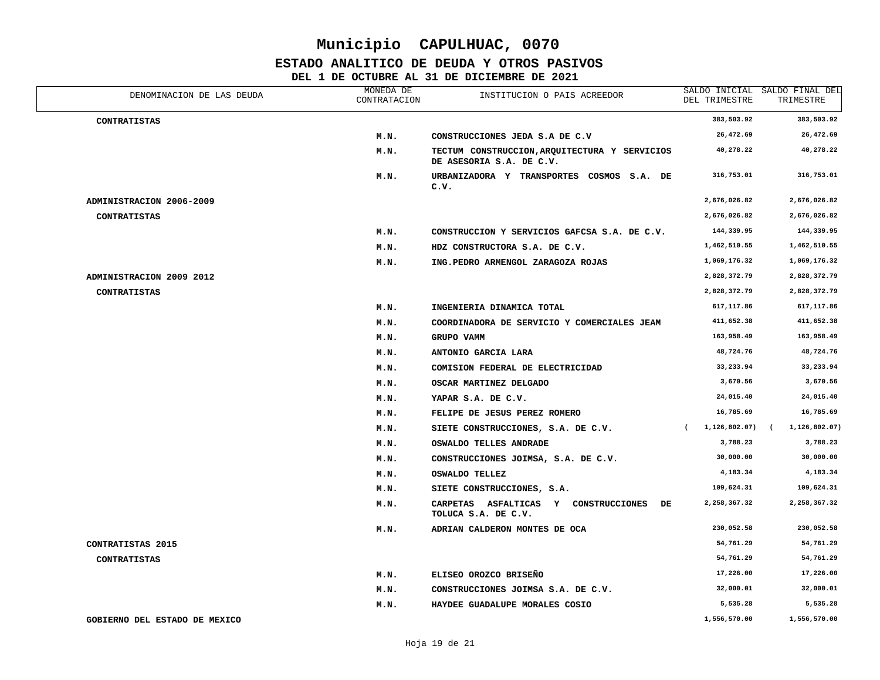# Municipio CAPULHUAC, 0070

## ESTADO ANALITICO DE DEUDA Y OTROS PASIVOS

### DEL 1 DE OCTUBRE AL 31 DE DICIEMBRE DE 2021

| DENOMINACION DE LAS DEUDA | MONEDA DE CONTRATACION | INSTITUCION O PAIS ACREEDOR | SALDO INICIAL DEL TRIMESTRE | SALDO FINAL DEL TRIMESTRE |
|---|---|---|---|---|
| **CONTRATISTAS** | | | 383,503.92 | 383,503.92 |
| | M.N. | CONSTRUCCIONES JEDA S.A DE C.V | 26,472.69 | 26,472.69 |
| | M.N. | TECTUM CONSTRUCCION,ARQUITECTURA Y SERVICIOS DE ASESORIA S.A. DE C.V. | 40,278.22 | 40,278.22 |
| | M.N. | URBANIZADORA Y TRANSPORTES COSMOS S.A. DE C.V. | 316,753.01 | 316,753.01 |
| **ADMINISTRACION 2006-2009** | | | 2,676,026.82 | 2,676,026.82 |
| **CONTRATISTAS** | | | 2,676,026.82 | 2,676,026.82 |
| | M.N. | CONSTRUCCION Y SERVICIOS GAFCSA S.A. DE C.V. | 144,339.95 | 144,339.95 |
| | M.N. | HDZ CONSTRUCTORA S.A. DE C.V. | 1,462,510.55 | 1,462,510.55 |
| | M.N. | ING.PEDRO ARMENGOL ZARAGOZA ROJAS | 1,069,176.32 | 1,069,176.32 |
| **ADMINISTRACION 2009 2012** | | | 2,828,372.79 | 2,828,372.79 |
| **CONTRATISTAS** | | | 2,828,372.79 | 2,828,372.79 |
| | M.N. | INGENIERIA DINAMICA TOTAL | 617,117.86 | 617,117.86 |
| | M.N. | COORDINADORA DE SERVICIO Y COMERCIALES JEAM | 411,652.38 | 411,652.38 |
| | M.N. | GRUPO VAMM | 163,958.49 | 163,958.49 |
| | M.N. | ANTONIO GARCIA LARA | 48,724.76 | 48,724.76 |
| | M.N. | COMISION FEDERAL DE ELECTRICIDAD | 33,233.94 | 33,233.94 |
| | M.N. | OSCAR MARTINEZ DELGADO | 3,670.56 | 3,670.56 |
| | M.N. | YAPAR S.A. DE C.V. | 24,015.40 | 24,015.40 |
| | M.N. | FELIPE DE JESUS PEREZ ROMERO | 16,785.69 | 16,785.69 |
| | M.N. | SIETE CONSTRUCCIONES, S.A. DE C.V. | ( 1,126,802.07) | ( 1,126,802.07) |
| | M.N. | OSWALDO TELLES ANDRADE | 3,788.23 | 3,788.23 |
| | M.N. | CONSTRUCCIONES JOIMSA, S.A. DE C.V. | 30,000.00 | 30,000.00 |
| | M.N. | OSWALDO TELLEZ | 4,183.34 | 4,183.34 |
| | M.N. | SIETE CONSTRUCCIONES, S.A. | 109,624.31 | 109,624.31 |
| | M.N. | CARPETAS ASFALTICAS Y CONSTRUCCIONES DE TOLUCA S.A. DE C.V. | 2,258,367.32 | 2,258,367.32 |
| | M.N. | ADRIAN CALDERON MONTES DE OCA | 230,052.58 | 230,052.58 |
| **CONTRATISTAS 2015** | | | 54,761.29 | 54,761.29 |
| **CONTRATISTAS** | | | 54,761.29 | 54,761.29 |
| | M.N. | ELISEO OROZCO BRISEÑO | 17,226.00 | 17,226.00 |
| | M.N. | CONSTRUCCIONES JOIMSA S.A. DE C.V. | 32,000.01 | 32,000.01 |
| | M.N. | HAYDEE GUADALUPE MORALES COSIO | 5,535.28 | 5,535.28 |
| **GOBIERNO DEL ESTADO DE MEXICO** | | | 1,556,570.00 | 1,556,570.00 |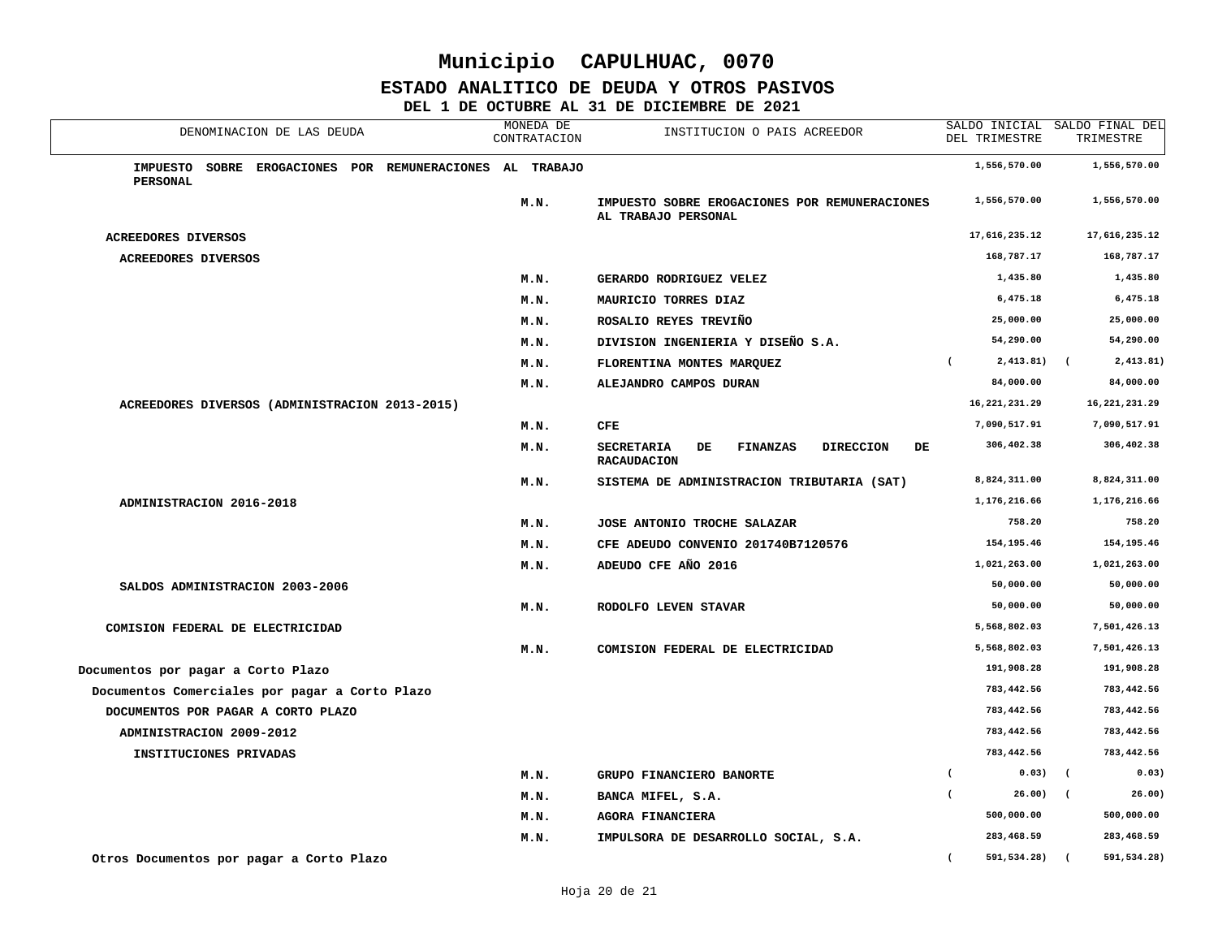# Municipio CAPULHUAC, 0070

## ESTADO ANALITICO DE DEUDA Y OTROS PASIVOS

### DEL 1 DE OCTUBRE AL 31 DE DICIEMBRE DE 2021

| DENOMINACION DE LAS DEUDA | MONEDA DE CONTRATACION | INSTITUCION O PAIS ACREEDOR | SALDO INICIAL DEL TRIMESTRE | SALDO FINAL DEL TRIMESTRE |
|---|---|---|---|---|
| IMPUESTO SOBRE EROGACIONES POR REMUNERACIONES AL TRABAJO PERSONAL | | | 1,556,570.00 | 1,556,570.00 |
| | M.N. | IMPUESTO SOBRE EROGACIONES POR REMUNERACIONES AL TRABAJO PERSONAL | 1,556,570.00 | 1,556,570.00 |
| ACREEDORES DIVERSOS | | | 17,616,235.12 | 17,616,235.12 |
| ACREEDORES DIVERSOS | | | 168,787.17 | 168,787.17 |
| | M.N. | GERARDO RODRIGUEZ VELEZ | 1,435.80 | 1,435.80 |
| | M.N. | MAURICIO TORRES DIAZ | 6,475.18 | 6,475.18 |
| | M.N. | ROSALIO REYES TREVIÑO | 25,000.00 | 25,000.00 |
| | M.N. | DIVISION INGENIERIA Y DISEÑO S.A. | 54,290.00 | 54,290.00 |
| | M.N. | FLORENTINA MONTES MARQUEZ | ( 2,413.81) | ( 2,413.81) |
| | M.N. | ALEJANDRO CAMPOS DURAN | 84,000.00 | 84,000.00 |
| ACREEDORES DIVERSOS (ADMINISTRACION 2013-2015) | | | 16,221,231.29 | 16,221,231.29 |
| | M.N. | CFE | 7,090,517.91 | 7,090,517.91 |
| | M.N. | SECRETARIA DE FINANZAS DIRECCION DE RACAUDACION | 306,402.38 | 306,402.38 |
| | M.N. | SISTEMA DE ADMINISTRACION TRIBUTARIA (SAT) | 8,824,311.00 | 8,824,311.00 |
| ADMINISTRACION 2016-2018 | | | 1,176,216.66 | 1,176,216.66 |
| | M.N. | JOSE ANTONIO TROCHE SALAZAR | 758.20 | 758.20 |
| | M.N. | CFE ADEUDO CONVENIO 201740B7120576 | 154,195.46 | 154,195.46 |
| | M.N. | ADEUDO CFE AÑO 2016 | 1,021,263.00 | 1,021,263.00 |
| SALDOS ADMINISTRACION 2003-2006 | | | 50,000.00 | 50,000.00 |
| | M.N. | RODOLFO LEVEN STAVAR | 50,000.00 | 50,000.00 |
| COMISION FEDERAL DE ELECTRICIDAD | | | 5,568,802.03 | 7,501,426.13 |
| | M.N. | COMISION FEDERAL DE ELECTRICIDAD | 5,568,802.03 | 7,501,426.13 |
| Documentos por pagar a Corto Plazo | | | 191,908.28 | 191,908.28 |
| Documentos Comerciales por pagar a Corto Plazo | | | 783,442.56 | 783,442.56 |
| DOCUMENTOS POR PAGAR A CORTO PLAZO | | | 783,442.56 | 783,442.56 |
| ADMINISTRACION 2009-2012 | | | 783,442.56 | 783,442.56 |
| INSTITUCIONES PRIVADAS | | | 783,442.56 | 783,442.56 |
| | M.N. | GRUPO FINANCIERO BANORTE | ( 0.03) | ( 0.03) |
| | M.N. | BANCA MIFEL, S.A. | ( 26.00) | ( 26.00) |
| | M.N. | AGORA FINANCIERA | 500,000.00 | 500,000.00 |
| | M.N. | IMPULSORA DE DESARROLLO SOCIAL, S.A. | 283,468.59 | 283,468.59 |
| Otros Documentos por pagar a Corto Plazo | | | ( 591,534.28) | ( 591,534.28) |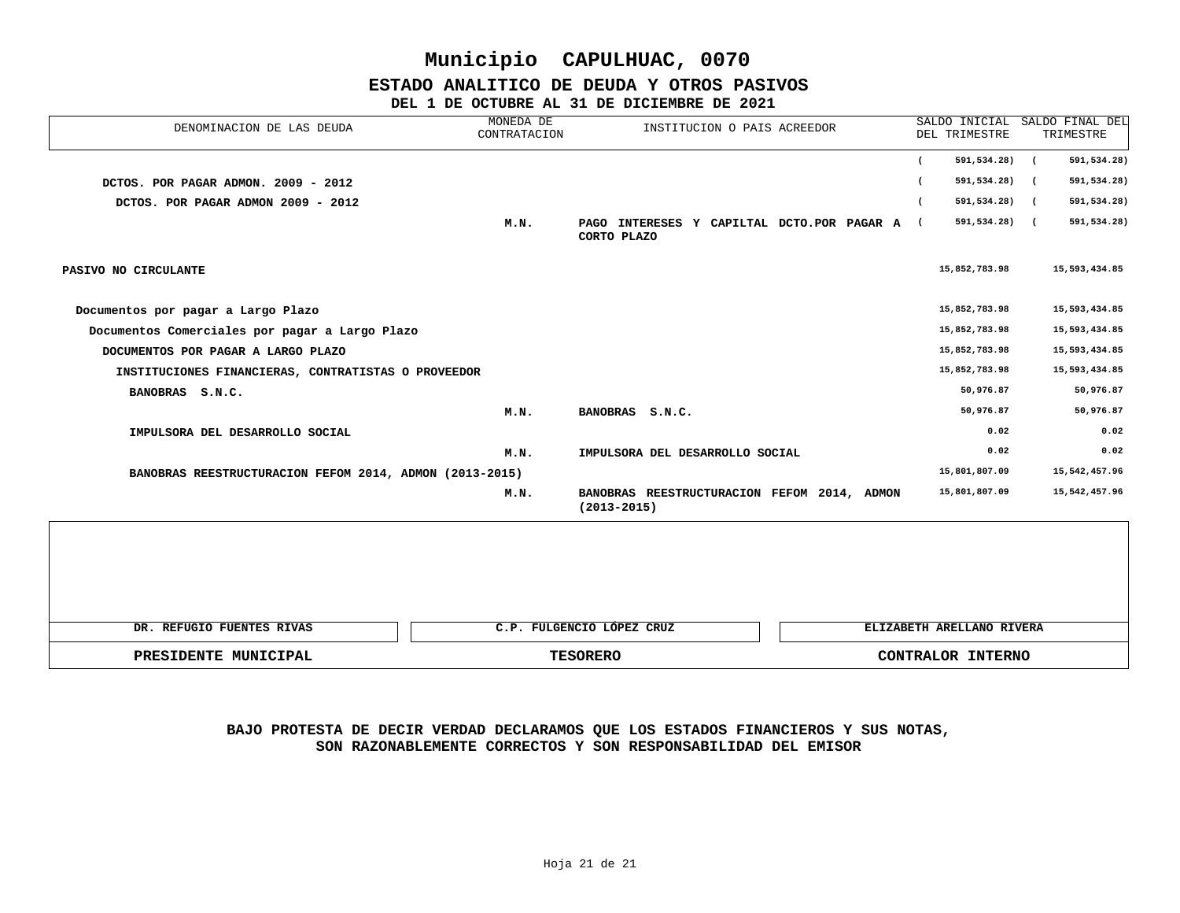# Municipio CAPULHUAC, 0070

## ESTADO ANALITICO DE DEUDA Y OTROS PASIVOS

### DEL 1 DE OCTUBRE AL 31 DE DICIEMBRE DE 2021

| DENOMINACION DE LAS DEUDA | MONEDA DE CONTRATACION | INSTITUCION O PAIS ACREEDOR | SALDO INICIAL DEL TRIMESTRE | SALDO FINAL DEL TRIMESTRE |
|---|---|---|---|---|
| | | | ( 591,534.28) | ( 591,534.28) |
| **DCTOS. POR PAGAR ADMON. 2009 - 2012** | | | ( 591,534.28) | ( 591,534.28) |
| **DCTOS. POR PAGAR ADMON 2009 - 2012** | | | ( 591,534.28) | ( 591,534.28) |
| | **M.N.** | **PAGO INTERESES Y CAPILTAL DCTO.POR PAGAR A CORTO PLAZO** | ( 591,534.28) | ( 591,534.28) |
| **PASIVO NO CIRCULANTE** | | | 15,852,783.98 | 15,593,434.85 |
| **Documentos por pagar a Largo Plazo** | | | 15,852,783.98 | 15,593,434.85 |
| **Documentos Comerciales por pagar a Largo Plazo** | | | 15,852,783.98 | 15,593,434.85 |
| **DOCUMENTOS POR PAGAR A LARGO PLAZO** | | | 15,852,783.98 | 15,593,434.85 |
| **INSTITUCIONES FINANCIERAS, CONTRATISTAS O PROVEEDOR** | | | 15,852,783.98 | 15,593,434.85 |
| **BANOBRAS S.N.C.** | | | 50,976.87 | 50,976.87 |
| | **M.N.** | **BANOBRAS S.N.C.** | 50,976.87 | 50,976.87 |
| **IMPULSORA DEL DESARROLLO SOCIAL** | | | 0.02 | 0.02 |
| | **M.N.** | **IMPULSORA DEL DESARROLLO SOCIAL** | 0.02 | 0.02 |
| **BANOBRAS REESTRUCTURACION FEFOM 2014, ADMON (2013-2015)** | | | 15,801,807.09 | 15,542,457.96 |
| | **M.N.** | **BANOBRAS REESTRUCTURACION FEFOM 2014, ADMON (2013-2015)** | 15,801,807.09 | 15,542,457.96 |

| | | |
|---|---|---|
| **DR. REFUGIO FUENTES RIVAS** | **C.P. FULGENCIO LÓPEZ CRUZ** | **ELIZABETH ARELLANO RIVERA** |
| **PRESIDENTE MUNICIPAL** | **TESORERO** | **CONTRALOR INTERNO** |

**BAJO PROTESTA DE DECIR VERDAD DECLARAMOS QUE LOS ESTADOS FINANCIEROS Y SUS NOTAS, SON RAZONABLEMENTE CORRECTOS Y SON RESPONSABILIDAD DEL EMISOR**